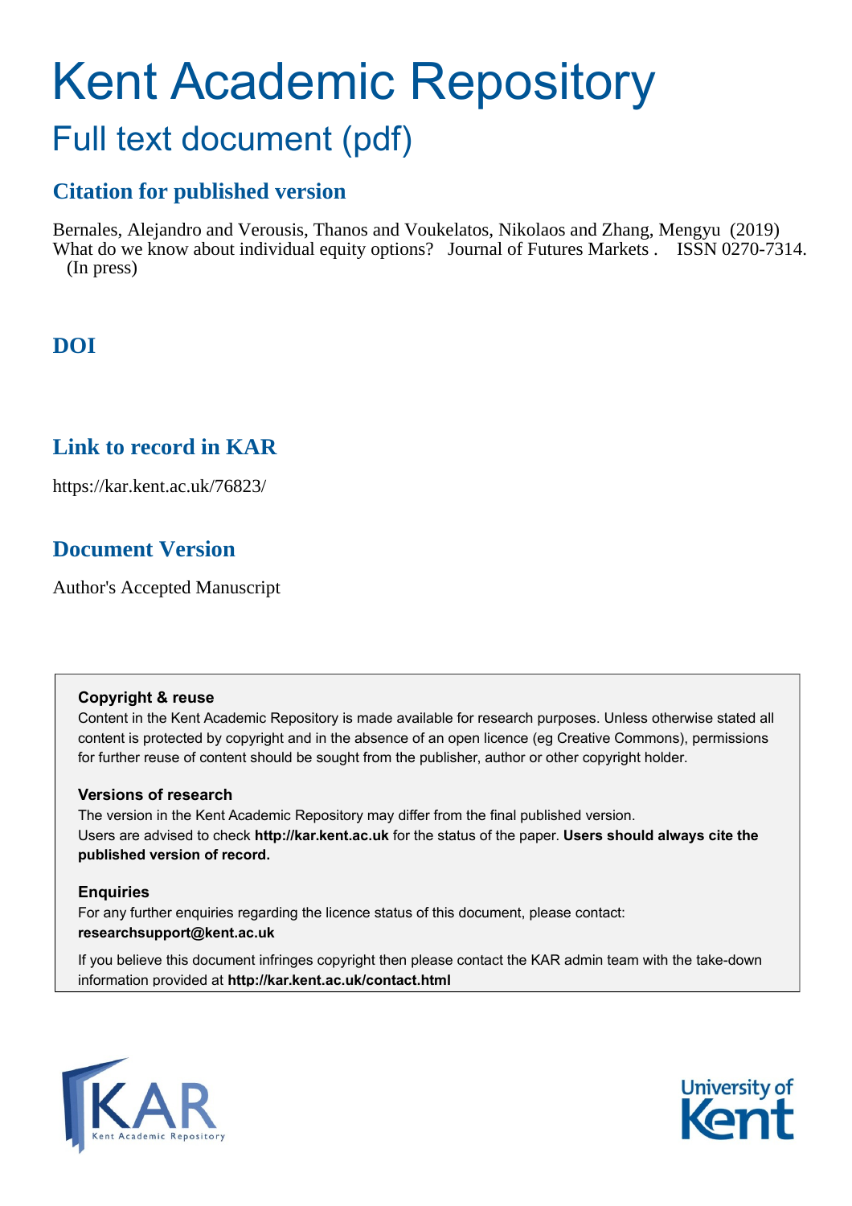# Kent Academic Repository

## Full text document (pdf)

### Citation for published version

Bernales, Alejandro and Verousis, Thanos and Voukelatos, Nikolaos and Zhang, Mengyu (2019) What do we know about individual equity options? Journal of Futures Markets . ISSN 0270-7314. (In press)

### DOI

### Link to record in KAR

https://kar.kent.ac.uk/76823/

### Document Version

Author's Accepted Manuscript

**Copyright & reuse**

Content in the Kent Academic Repository is made available for research purposes. Unless otherwise stated all content is protected by copyright and in the absence of an open licence (eg Creative Commons), permissions for further reuse of content should be sought from the publisher, author or other copyright holder.

**Versions of research**

The version in the Kent Academic Repository may differ from the final published version. Users are advised to check **http://kar.kent.ac.uk** for the status of the paper. **Users should always cite the published version of record.**

**Enquiries**

For any further enquiries regarding the licence status of this document, please contact: **researchsupport@kent.ac.uk**

If you believe this document infringes copyright then please contact the KAR admin team with the take-down information provided at **http://kar.kent.ac.uk/contact.html**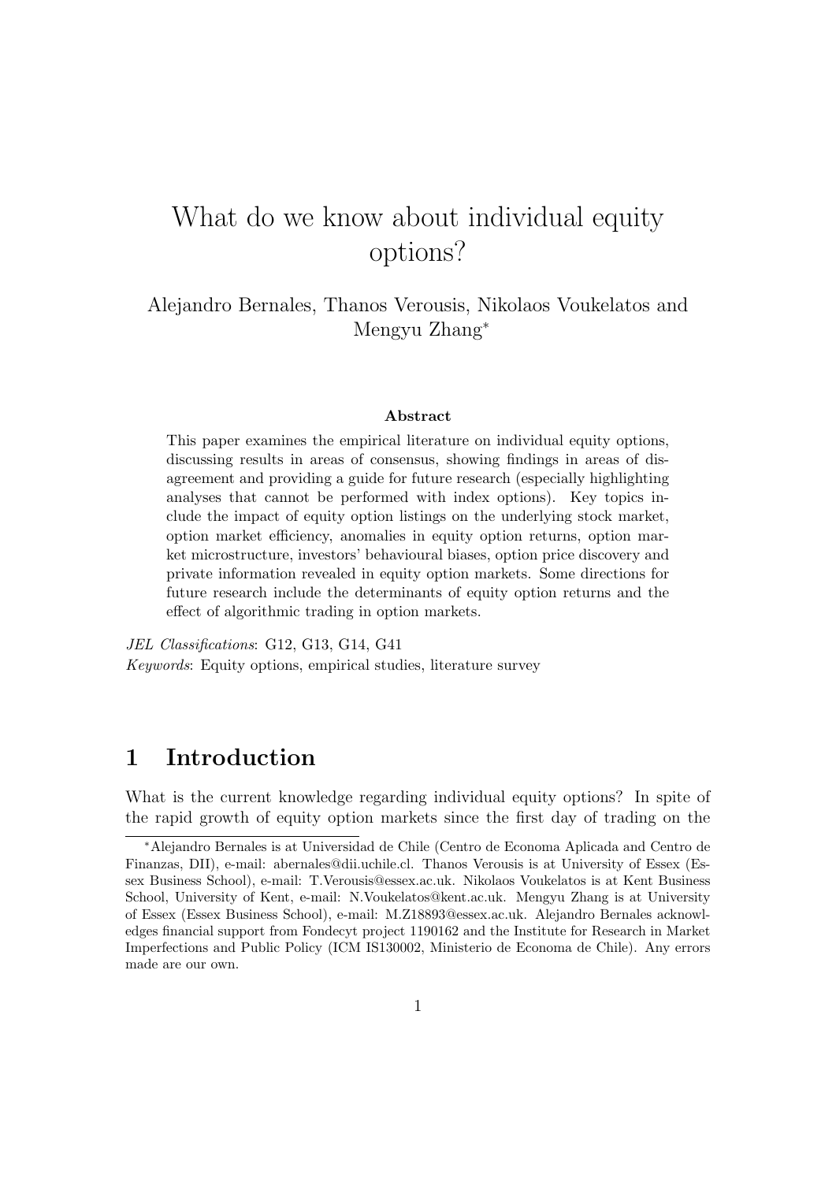# What do we know about individual equity options?

Alejandro Bernales, Thanos Verousis, Nikolaos Voukelatos and Mengyu Zhang*

**Abstract**

This paper examines the empirical literature on individual equity options, discussing results in areas of consensus, showing findings in areas of disagreement and providing a guide for future research (especially highlighting analyses that cannot be performed with index options). Key topics include the impact of equity option listings on the underlying stock market, option market efficiency, anomalies in equity option returns, option market microstructure, investors' behavioural biases, option price discovery and private information revealed in equity option markets. Some directions for future research include the determinants of equity option returns and the effect of algorithmic trading in option markets.

*JEL Classifications*: G12, G13, G14, G41

*Keywords*: Equity options, empirical studies, literature survey

## 1 Introduction

What is the current knowledge regarding individual equity options? In spite of the rapid growth of equity option markets since the first day of trading on the

*Alejandro Bernales is at Universidad de Chile (Centro de Economa Aplicada and Centro de Finanzas, DII), e-mail: abernales@dii.uchile.cl. Thanos Verousis is at University of Essex (Essex Business School), e-mail: T.Verousis@essex.ac.uk. Nikolaos Voukelatos is at Kent Business School, University of Kent, e-mail: N.Voukelatos@kent.ac.uk. Mengyu Zhang is at University of Essex (Essex Business School), e-mail: M.Z18893@essex.ac.uk. Alejandro Bernales acknowledges financial support from Fondecyt project 1190162 and the Institute for Research in Market Imperfections and Public Policy (ICM IS130002, Ministerio de Economa de Chile). Any errors made are our own.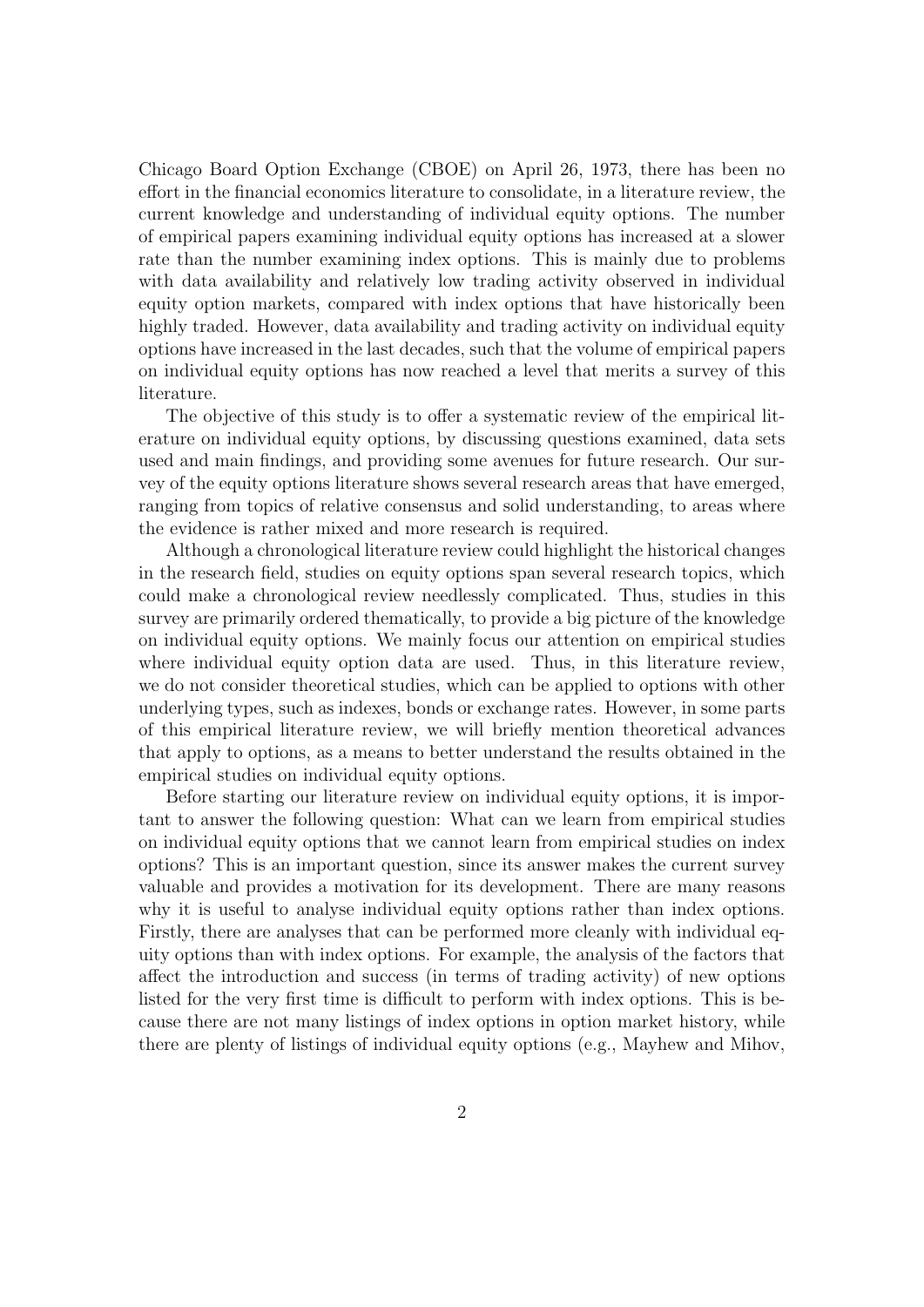Chicago Board Option Exchange (CBOE) on April 26, 1973, there has been no effort in the financial economics literature to consolidate, in a literature review, the current knowledge and understanding of individual equity options. The number of empirical papers examining individual equity options has increased at a slower rate than the number examining index options. This is mainly due to problems with data availability and relatively low trading activity observed in individual equity option markets, compared with index options that have historically been highly traded. However, data availability and trading activity on individual equity options have increased in the last decades, such that the volume of empirical papers on individual equity options has now reached a level that merits a survey of this literature.

The objective of this study is to offer a systematic review of the empirical literature on individual equity options, by discussing questions examined, data sets used and main findings, and providing some avenues for future research. Our survey of the equity options literature shows several research areas that have emerged, ranging from topics of relative consensus and solid understanding, to areas where the evidence is rather mixed and more research is required.

Although a chronological literature review could highlight the historical changes in the research field, studies on equity options span several research topics, which could make a chronological review needlessly complicated. Thus, studies in this survey are primarily ordered thematically, to provide a big picture of the knowledge on individual equity options. We mainly focus our attention on empirical studies where individual equity option data are used. Thus, in this literature review, we do not consider theoretical studies, which can be applied to options with other underlying types, such as indexes, bonds or exchange rates. However, in some parts of this empirical literature review, we will briefly mention theoretical advances that apply to options, as a means to better understand the results obtained in the empirical studies on individual equity options.

Before starting our literature review on individual equity options, it is important to answer the following question: What can we learn from empirical studies on individual equity options that we cannot learn from empirical studies on index options? This is an important question, since its answer makes the current survey valuable and provides a motivation for its development. There are many reasons why it is useful to analyse individual equity options rather than index options. Firstly, there are analyses that can be performed more cleanly with individual equity options than with index options. For example, the analysis of the factors that affect the introduction and success (in terms of trading activity) of new options listed for the very first time is difficult to perform with index options. This is because there are not many listings of index options in option market history, while there are plenty of listings of individual equity options (e.g., Mayhew and Mihov,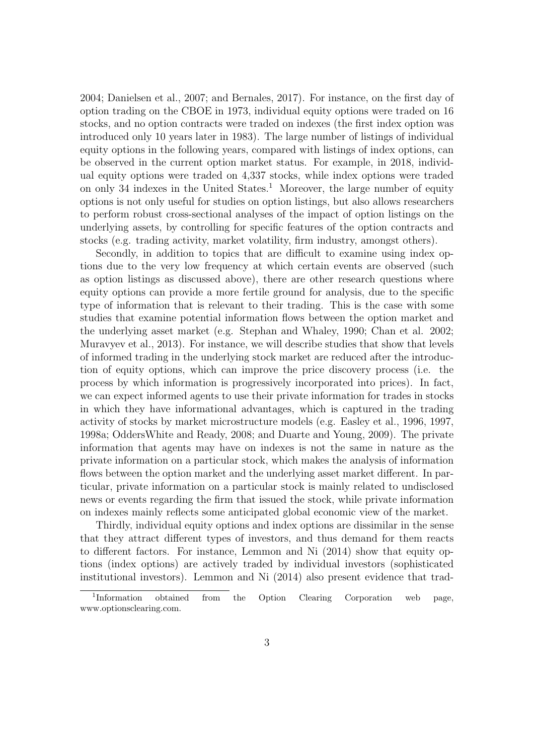2004; Danielsen et al., 2007; and Bernales, 2017). For instance, on the first day of option trading on the CBOE in 1973, individual equity options were traded on 16 stocks, and no option contracts were traded on indexes (the first index option was introduced only 10 years later in 1983). The large number of listings of individual equity options in the following years, compared with listings of index options, can be observed in the current option market status. For example, in 2018, individual equity options were traded on 4,337 stocks, while index options were traded on only 34 indexes in the United States.[1] Moreover, the large number of equity options is not only useful for studies on option listings, but also allows researchers to perform robust cross-sectional analyses of the impact of option listings on the underlying assets, by controlling for specific features of the option contracts and stocks (e.g. trading activity, market volatility, firm industry, amongst others).

Secondly, in addition to topics that are difficult to examine using index options due to the very low frequency at which certain events are observed (such as option listings as discussed above), there are other research questions where equity options can provide a more fertile ground for analysis, due to the specific type of information that is relevant to their trading. This is the case with some studies that examine potential information flows between the option market and the underlying asset market (e.g. Stephan and Whaley, 1990; Chan et al. 2002; Muravyev et al., 2013). For instance, we will describe studies that show that levels of informed trading in the underlying stock market are reduced after the introduction of equity options, which can improve the price discovery process (i.e. the process by which information is progressively incorporated into prices). In fact, we can expect informed agents to use their private information for trades in stocks in which they have informational advantages, which is captured in the trading activity of stocks by market microstructure models (e.g. Easley et al., 1996, 1997, 1998a; OddersWhite and Ready, 2008; and Duarte and Young, 2009). The private information that agents may have on indexes is not the same in nature as the private information on a particular stock, which makes the analysis of information flows between the option market and the underlying asset market different. In particular, private information on a particular stock is mainly related to undisclosed news or events regarding the firm that issued the stock, while private information on indexes mainly reflects some anticipated global economic view of the market.

Thirdly, individual equity options and index options are dissimilar in the sense that they attract different types of investors, and thus demand for them reacts to different factors. For instance, Lemmon and Ni (2014) show that equity options (index options) are actively traded by individual investors (sophisticated institutional investors). Lemmon and Ni (2014) also present evidence that trad-

[1] Information obtained from the Option Clearing Corporation web page, www.optionsclearing.com.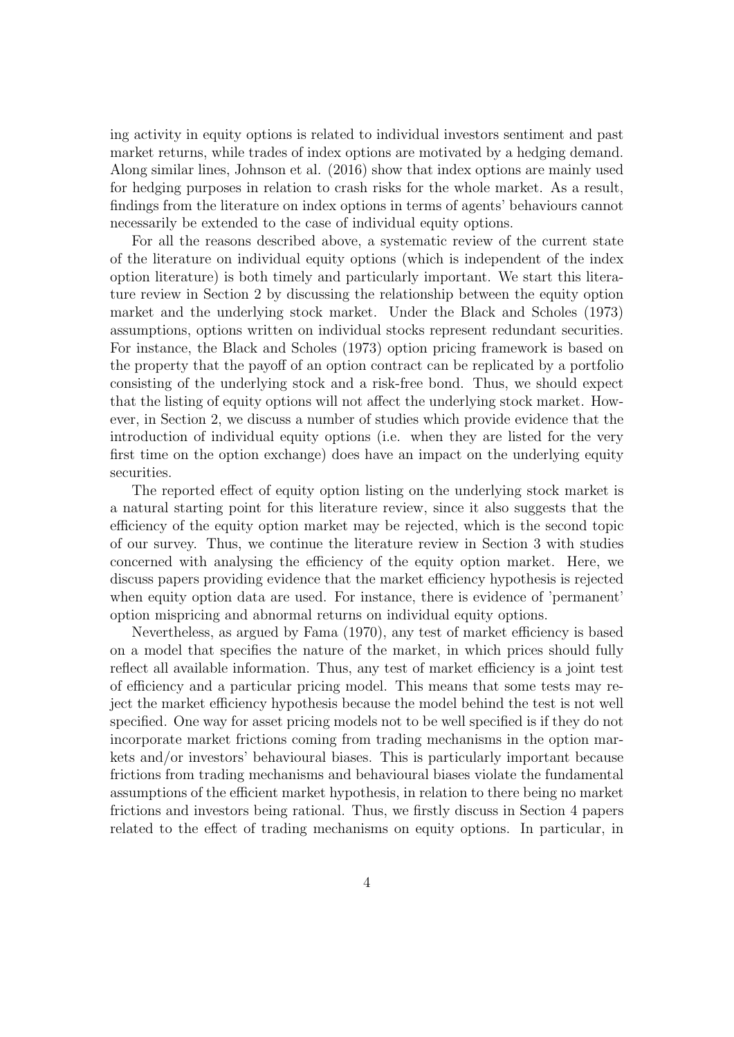ing activity in equity options is related to individual investors sentiment and past market returns, while trades of index options are motivated by a hedging demand. Along similar lines, Johnson et al. (2016) show that index options are mainly used for hedging purposes in relation to crash risks for the whole market. As a result, findings from the literature on index options in terms of agents' behaviours cannot necessarily be extended to the case of individual equity options.

For all the reasons described above, a systematic review of the current state of the literature on individual equity options (which is independent of the index option literature) is both timely and particularly important. We start this literature review in Section 2 by discussing the relationship between the equity option market and the underlying stock market. Under the Black and Scholes (1973) assumptions, options written on individual stocks represent redundant securities. For instance, the Black and Scholes (1973) option pricing framework is based on the property that the payoff of an option contract can be replicated by a portfolio consisting of the underlying stock and a risk-free bond. Thus, we should expect that the listing of equity options will not affect the underlying stock market. However, in Section 2, we discuss a number of studies which provide evidence that the introduction of individual equity options (i.e. when they are listed for the very first time on the option exchange) does have an impact on the underlying equity securities.

The reported effect of equity option listing on the underlying stock market is a natural starting point for this literature review, since it also suggests that the efficiency of the equity option market may be rejected, which is the second topic of our survey. Thus, we continue the literature review in Section 3 with studies concerned with analysing the efficiency of the equity option market. Here, we discuss papers providing evidence that the market efficiency hypothesis is rejected when equity option data are used. For instance, there is evidence of 'permanent' option mispricing and abnormal returns on individual equity options.

Nevertheless, as argued by Fama (1970), any test of market efficiency is based on a model that specifies the nature of the market, in which prices should fully reflect all available information. Thus, any test of market efficiency is a joint test of efficiency and a particular pricing model. This means that some tests may reject the market efficiency hypothesis because the model behind the test is not well specified. One way for asset pricing models not to be well specified is if they do not incorporate market frictions coming from trading mechanisms in the option markets and/or investors' behavioural biases. This is particularly important because frictions from trading mechanisms and behavioural biases violate the fundamental assumptions of the efficient market hypothesis, in relation to there being no market frictions and investors being rational. Thus, we firstly discuss in Section 4 papers related to the effect of trading mechanisms on equity options. In particular, in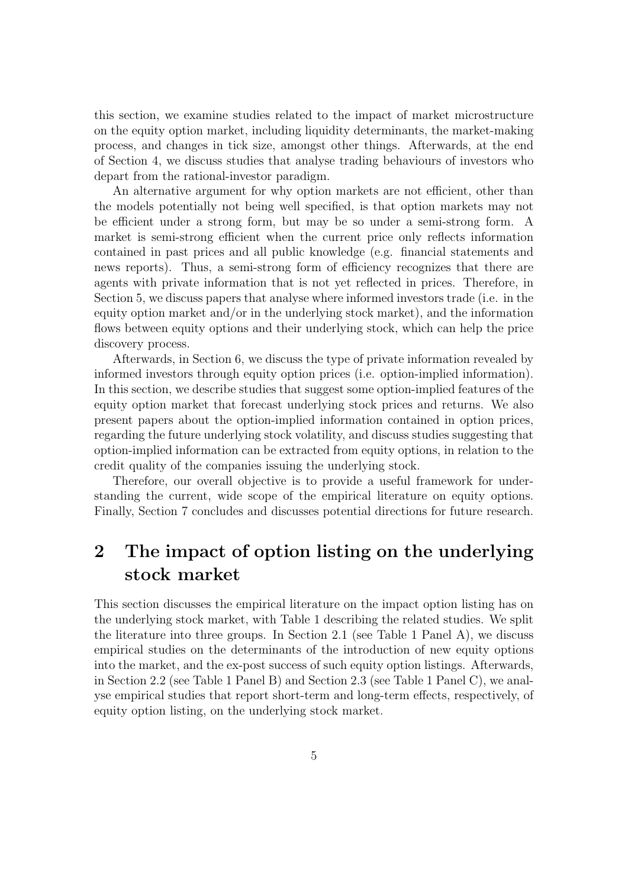this section, we examine studies related to the impact of market microstructure on the equity option market, including liquidity determinants, the market-making process, and changes in tick size, amongst other things. Afterwards, at the end of Section 4, we discuss studies that analyse trading behaviours of investors who depart from the rational-investor paradigm.

An alternative argument for why option markets are not efficient, other than the models potentially not being well specified, is that option markets may not be efficient under a strong form, but may be so under a semi-strong form. A market is semi-strong efficient when the current price only reflects information contained in past prices and all public knowledge (e.g. financial statements and news reports). Thus, a semi-strong form of efficiency recognizes that there are agents with private information that is not yet reflected in prices. Therefore, in Section 5, we discuss papers that analyse where informed investors trade (i.e. in the equity option market and/or in the underlying stock market), and the information flows between equity options and their underlying stock, which can help the price discovery process.

Afterwards, in Section 6, we discuss the type of private information revealed by informed investors through equity option prices (i.e. option-implied information). In this section, we describe studies that suggest some option-implied features of the equity option market that forecast underlying stock prices and returns. We also present papers about the option-implied information contained in option prices, regarding the future underlying stock volatility, and discuss studies suggesting that option-implied information can be extracted from equity options, in relation to the credit quality of the companies issuing the underlying stock.

Therefore, our overall objective is to provide a useful framework for understanding the current, wide scope of the empirical literature on equity options. Finally, Section 7 concludes and discusses potential directions for future research.

# 2 The impact of option listing on the underlying stock market

This section discusses the empirical literature on the impact option listing has on the underlying stock market, with Table 1 describing the related studies. We split the literature into three groups. In Section 2.1 (see Table 1 Panel A), we discuss empirical studies on the determinants of the introduction of new equity options into the market, and the ex-post success of such equity option listings. Afterwards, in Section 2.2 (see Table 1 Panel B) and Section 2.3 (see Table 1 Panel C), we analyse empirical studies that report short-term and long-term effects, respectively, of equity option listing, on the underlying stock market.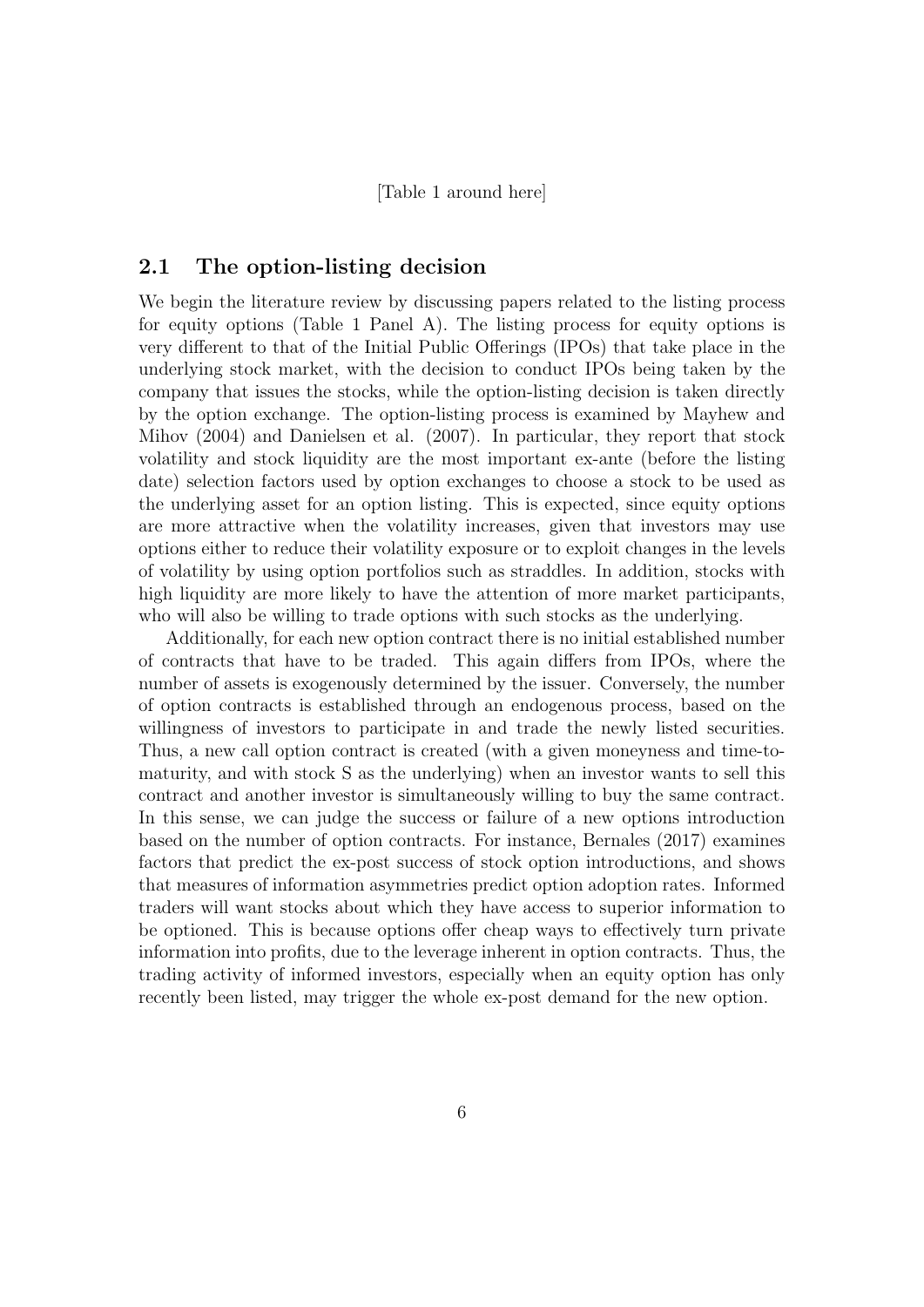[Table 1 around here]

## 2.1 The option-listing decision

We begin the literature review by discussing papers related to the listing process for equity options (Table 1 Panel A). The listing process for equity options is very different to that of the Initial Public Offerings (IPOs) that take place in the underlying stock market, with the decision to conduct IPOs being taken by the company that issues the stocks, while the option-listing decision is taken directly by the option exchange. The option-listing process is examined by Mayhew and Mihov (2004) and Danielsen et al. (2007). In particular, they report that stock volatility and stock liquidity are the most important ex-ante (before the listing date) selection factors used by option exchanges to choose a stock to be used as the underlying asset for an option listing. This is expected, since equity options are more attractive when the volatility increases, given that investors may use options either to reduce their volatility exposure or to exploit changes in the levels of volatility by using option portfolios such as straddles. In addition, stocks with high liquidity are more likely to have the attention of more market participants, who will also be willing to trade options with such stocks as the underlying.

Additionally, for each new option contract there is no initial established number of contracts that have to be traded. This again differs from IPOs, where the number of assets is exogenously determined by the issuer. Conversely, the number of option contracts is established through an endogenous process, based on the willingness of investors to participate in and trade the newly listed securities. Thus, a new call option contract is created (with a given moneyness and time-to-maturity, and with stock S as the underlying) when an investor wants to sell this contract and another investor is simultaneously willing to buy the same contract. In this sense, we can judge the success or failure of a new options introduction based on the number of option contracts. For instance, Bernales (2017) examines factors that predict the ex-post success of stock option introductions, and shows that measures of information asymmetries predict option adoption rates. Informed traders will want stocks about which they have access to superior information to be optioned. This is because options offer cheap ways to effectively turn private information into profits, due to the leverage inherent in option contracts. Thus, the trading activity of informed investors, especially when an equity option has only recently been listed, may trigger the whole ex-post demand for the new option.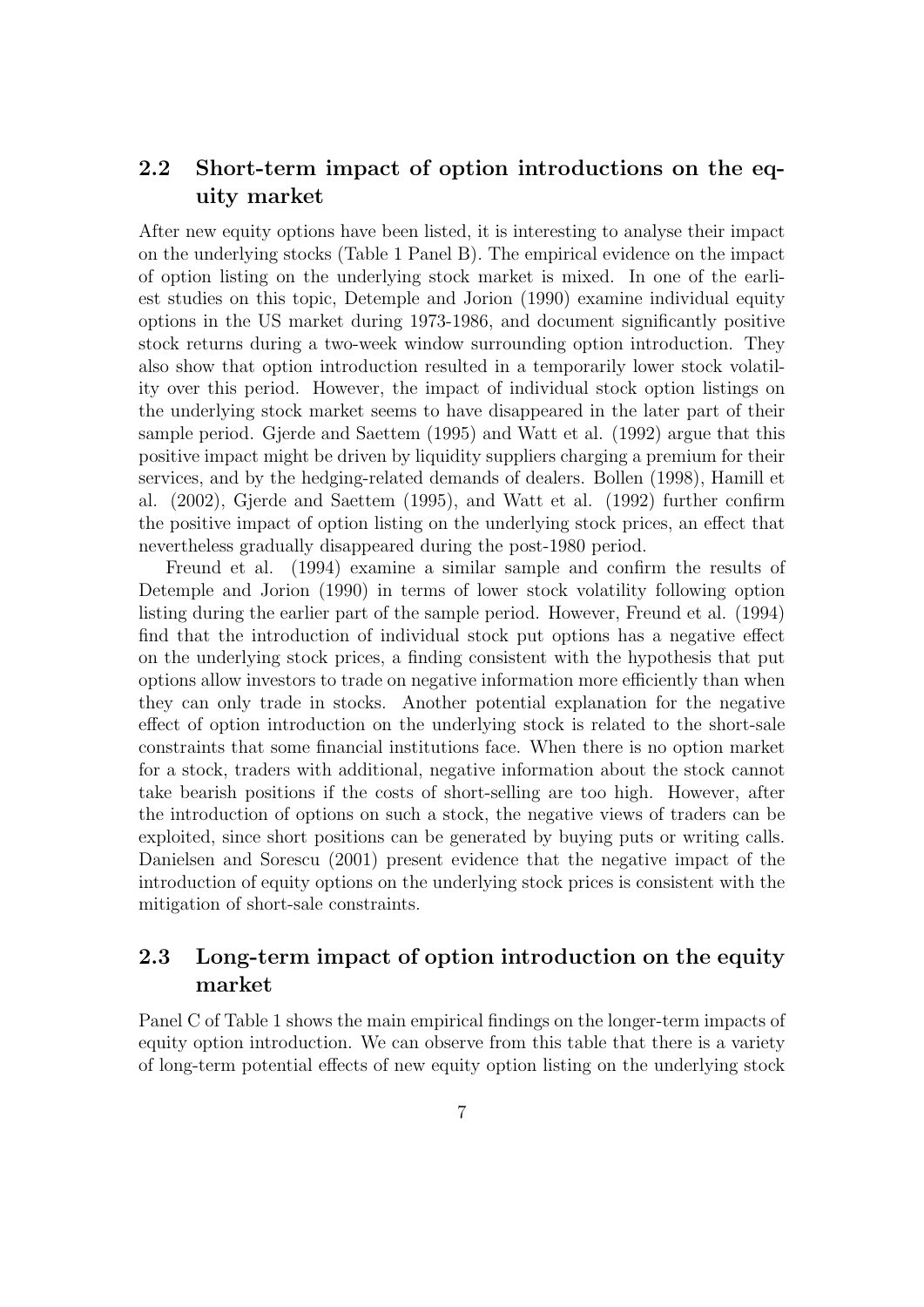## 2.2 Short-term impact of option introductions on the equity market

After new equity options have been listed, it is interesting to analyse their impact on the underlying stocks (Table 1 Panel B). The empirical evidence on the impact of option listing on the underlying stock market is mixed. In one of the earliest studies on this topic, Detemple and Jorion (1990) examine individual equity options in the US market during 1973-1986, and document significantly positive stock returns during a two-week window surrounding option introduction. They also show that option introduction resulted in a temporarily lower stock volatility over this period. However, the impact of individual stock option listings on the underlying stock market seems to have disappeared in the later part of their sample period. Gjerde and Saettem (1995) and Watt et al. (1992) argue that this positive impact might be driven by liquidity suppliers charging a premium for their services, and by the hedging-related demands of dealers. Bollen (1998), Hamill et al. (2002), Gjerde and Saettem (1995), and Watt et al. (1992) further confirm the positive impact of option listing on the underlying stock prices, an effect that nevertheless gradually disappeared during the post-1980 period.

Freund et al. (1994) examine a similar sample and confirm the results of Detemple and Jorion (1990) in terms of lower stock volatility following option listing during the earlier part of the sample period. However, Freund et al. (1994) find that the introduction of individual stock put options has a negative effect on the underlying stock prices, a finding consistent with the hypothesis that put options allow investors to trade on negative information more efficiently than when they can only trade in stocks. Another potential explanation for the negative effect of option introduction on the underlying stock is related to the short-sale constraints that some financial institutions face. When there is no option market for a stock, traders with additional, negative information about the stock cannot take bearish positions if the costs of short-selling are too high. However, after the introduction of options on such a stock, the negative views of traders can be exploited, since short positions can be generated by buying puts or writing calls. Danielsen and Sorescu (2001) present evidence that the negative impact of the introduction of equity options on the underlying stock prices is consistent with the mitigation of short-sale constraints.

## 2.3 Long-term impact of option introduction on the equity market

Panel C of Table 1 shows the main empirical findings on the longer-term impacts of equity option introduction. We can observe from this table that there is a variety of long-term potential effects of new equity option listing on the underlying stock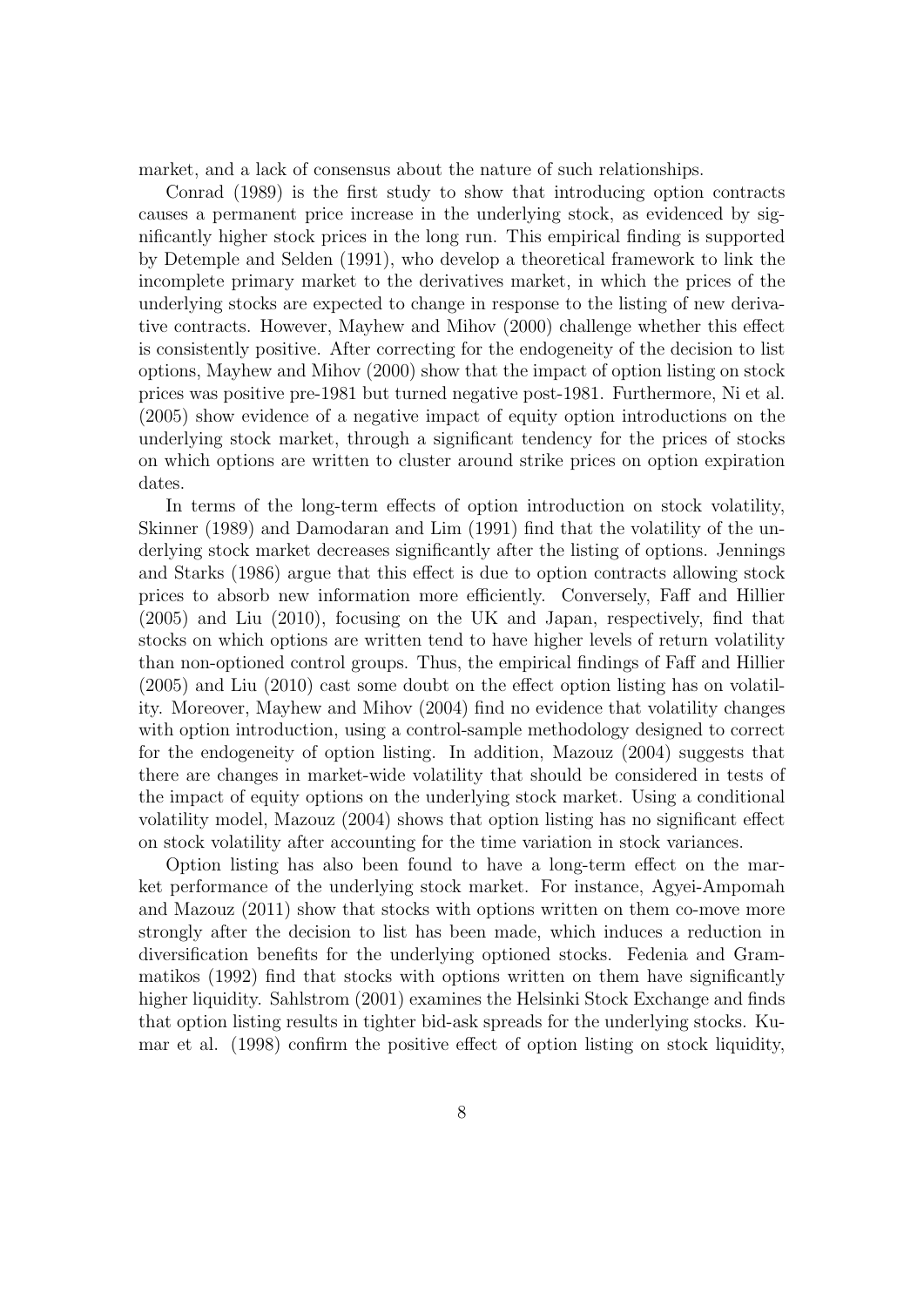market, and a lack of consensus about the nature of such relationships.

Conrad (1989) is the first study to show that introducing option contracts causes a permanent price increase in the underlying stock, as evidenced by significantly higher stock prices in the long run. This empirical finding is supported by Detemple and Selden (1991), who develop a theoretical framework to link the incomplete primary market to the derivatives market, in which the prices of the underlying stocks are expected to change in response to the listing of new derivative contracts. However, Mayhew and Mihov (2000) challenge whether this effect is consistently positive. After correcting for the endogeneity of the decision to list options, Mayhew and Mihov (2000) show that the impact of option listing on stock prices was positive pre-1981 but turned negative post-1981. Furthermore, Ni et al. (2005) show evidence of a negative impact of equity option introductions on the underlying stock market, through a significant tendency for the prices of stocks on which options are written to cluster around strike prices on option expiration dates.

In terms of the long-term effects of option introduction on stock volatility, Skinner (1989) and Damodaran and Lim (1991) find that the volatility of the underlying stock market decreases significantly after the listing of options. Jennings and Starks (1986) argue that this effect is due to option contracts allowing stock prices to absorb new information more efficiently. Conversely, Faff and Hillier (2005) and Liu (2010), focusing on the UK and Japan, respectively, find that stocks on which options are written tend to have higher levels of return volatility than non-optioned control groups. Thus, the empirical findings of Faff and Hillier (2005) and Liu (2010) cast some doubt on the effect option listing has on volatility. Moreover, Mayhew and Mihov (2004) find no evidence that volatility changes with option introduction, using a control-sample methodology designed to correct for the endogeneity of option listing. In addition, Mazouz (2004) suggests that there are changes in market-wide volatility that should be considered in tests of the impact of equity options on the underlying stock market. Using a conditional volatility model, Mazouz (2004) shows that option listing has no significant effect on stock volatility after accounting for the time variation in stock variances.

Option listing has also been found to have a long-term effect on the market performance of the underlying stock market. For instance, Agyei-Ampomah and Mazouz (2011) show that stocks with options written on them co-move more strongly after the decision to list has been made, which induces a reduction in diversification benefits for the underlying optioned stocks. Fedenia and Grammatikos (1992) find that stocks with options written on them have significantly higher liquidity. Sahlstrom (2001) examines the Helsinki Stock Exchange and finds that option listing results in tighter bid-ask spreads for the underlying stocks. Kumar et al. (1998) confirm the positive effect of option listing on stock liquidity,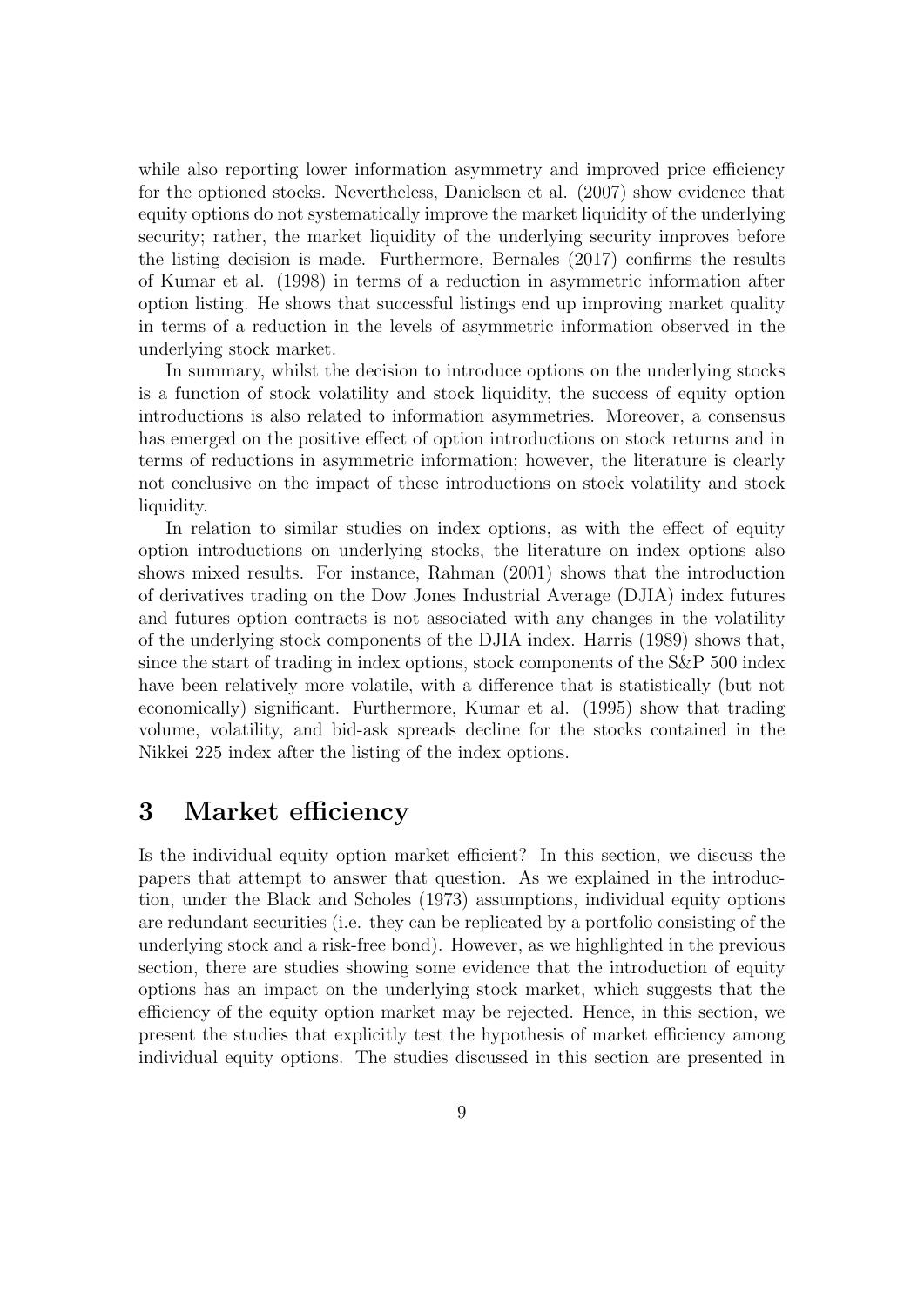while also reporting lower information asymmetry and improved price efficiency for the optioned stocks. Nevertheless, Danielsen et al. (2007) show evidence that equity options do not systematically improve the market liquidity of the underlying security; rather, the market liquidity of the underlying security improves before the listing decision is made. Furthermore, Bernales (2017) confirms the results of Kumar et al. (1998) in terms of a reduction in asymmetric information after option listing. He shows that successful listings end up improving market quality in terms of a reduction in the levels of asymmetric information observed in the underlying stock market.

In summary, whilst the decision to introduce options on the underlying stocks is a function of stock volatility and stock liquidity, the success of equity option introductions is also related to information asymmetries. Moreover, a consensus has emerged on the positive effect of option introductions on stock returns and in terms of reductions in asymmetric information; however, the literature is clearly not conclusive on the impact of these introductions on stock volatility and stock liquidity.

In relation to similar studies on index options, as with the effect of equity option introductions on underlying stocks, the literature on index options also shows mixed results. For instance, Rahman (2001) shows that the introduction of derivatives trading on the Dow Jones Industrial Average (DJIA) index futures and futures option contracts is not associated with any changes in the volatility of the underlying stock components of the DJIA index. Harris (1989) shows that, since the start of trading in index options, stock components of the S&P 500 index have been relatively more volatile, with a difference that is statistically (but not economically) significant. Furthermore, Kumar et al. (1995) show that trading volume, volatility, and bid-ask spreads decline for the stocks contained in the Nikkei 225 index after the listing of the index options.

# 3 Market efficiency

Is the individual equity option market efficient? In this section, we discuss the papers that attempt to answer that question. As we explained in the introduction, under the Black and Scholes (1973) assumptions, individual equity options are redundant securities (i.e. they can be replicated by a portfolio consisting of the underlying stock and a risk-free bond). However, as we highlighted in the previous section, there are studies showing some evidence that the introduction of equity options has an impact on the underlying stock market, which suggests that the efficiency of the equity option market may be rejected. Hence, in this section, we present the studies that explicitly test the hypothesis of market efficiency among individual equity options. The studies discussed in this section are presented in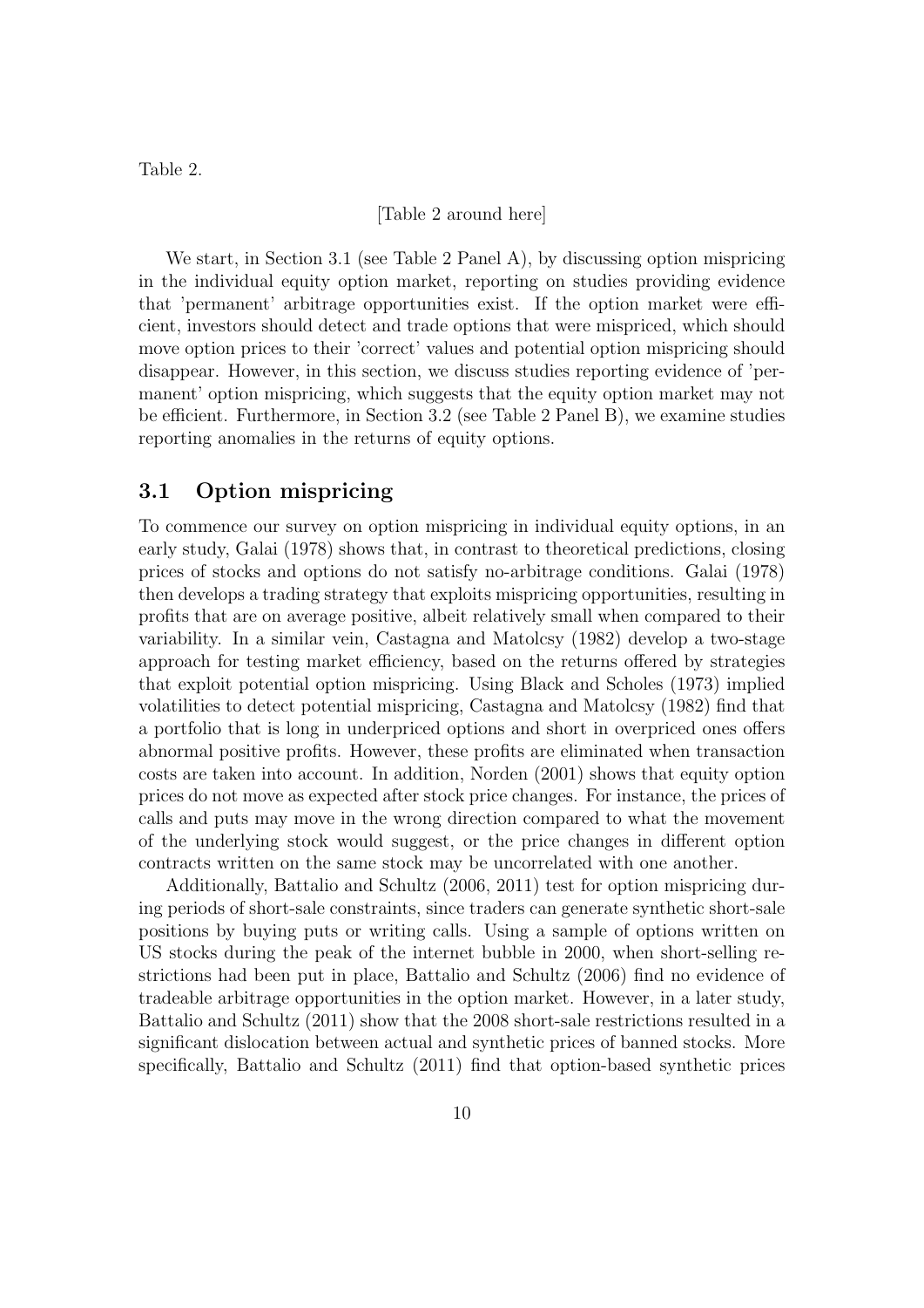Table 2.

[Table 2 around here]

We start, in Section 3.1 (see Table 2 Panel A), by discussing option mispricing in the individual equity option market, reporting on studies providing evidence that 'permanent' arbitrage opportunities exist. If the option market were efficient, investors should detect and trade options that were mispriced, which should move option prices to their 'correct' values and potential option mispricing should disappear. However, in this section, we discuss studies reporting evidence of 'permanent' option mispricing, which suggests that the equity option market may not be efficient. Furthermore, in Section 3.2 (see Table 2 Panel B), we examine studies reporting anomalies in the returns of equity options.

## 3.1 Option mispricing

To commence our survey on option mispricing in individual equity options, in an early study, Galai (1978) shows that, in contrast to theoretical predictions, closing prices of stocks and options do not satisfy no-arbitrage conditions. Galai (1978) then develops a trading strategy that exploits mispricing opportunities, resulting in profits that are on average positive, albeit relatively small when compared to their variability. In a similar vein, Castagna and Matolcsy (1982) develop a two-stage approach for testing market efficiency, based on the returns offered by strategies that exploit potential option mispricing. Using Black and Scholes (1973) implied volatilities to detect potential mispricing, Castagna and Matolcsy (1982) find that a portfolio that is long in underpriced options and short in overpriced ones offers abnormal positive profits. However, these profits are eliminated when transaction costs are taken into account. In addition, Norden (2001) shows that equity option prices do not move as expected after stock price changes. For instance, the prices of calls and puts may move in the wrong direction compared to what the movement of the underlying stock would suggest, or the price changes in different option contracts written on the same stock may be uncorrelated with one another.

Additionally, Battalio and Schultz (2006, 2011) test for option mispricing during periods of short-sale constraints, since traders can generate synthetic short-sale positions by buying puts or writing calls. Using a sample of options written on US stocks during the peak of the internet bubble in 2000, when short-selling restrictions had been put in place, Battalio and Schultz (2006) find no evidence of tradeable arbitrage opportunities in the option market. However, in a later study, Battalio and Schultz (2011) show that the 2008 short-sale restrictions resulted in a significant dislocation between actual and synthetic prices of banned stocks. More specifically, Battalio and Schultz (2011) find that option-based synthetic prices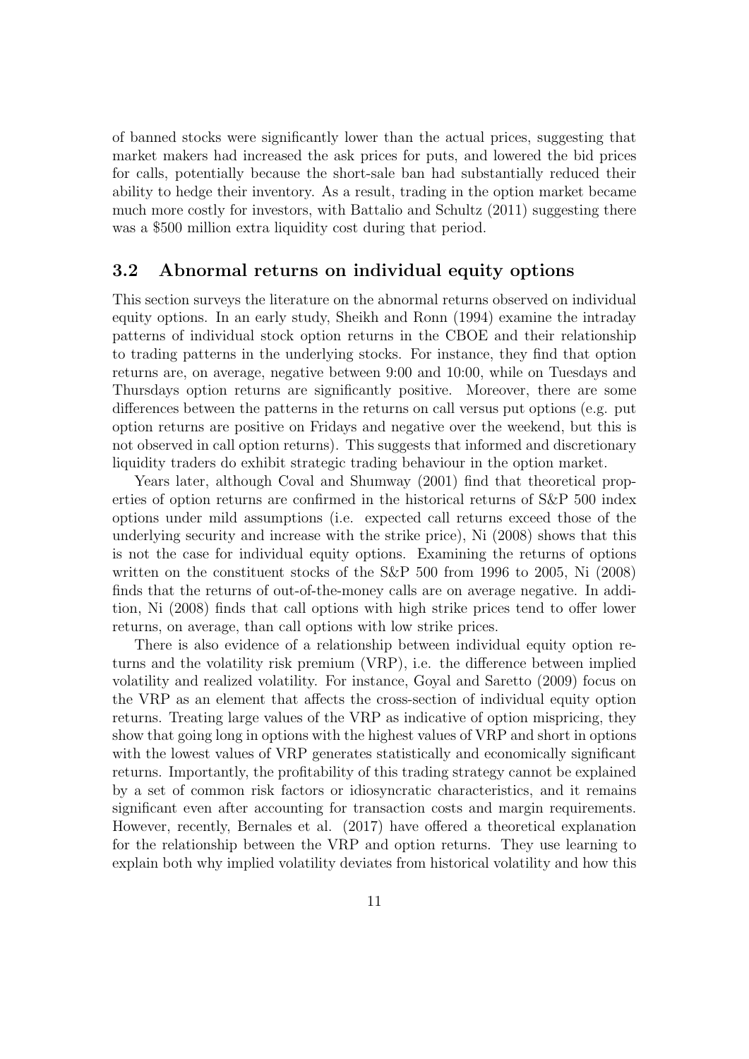of banned stocks were significantly lower than the actual prices, suggesting that market makers had increased the ask prices for puts, and lowered the bid prices for calls, potentially because the short-sale ban had substantially reduced their ability to hedge their inventory. As a result, trading in the option market became much more costly for investors, with Battalio and Schultz (2011) suggesting there was a $500 million extra liquidity cost during that period.

### 3.2 Abnormal returns on individual equity options

This section surveys the literature on the abnormal returns observed on individual equity options. In an early study, Sheikh and Ronn (1994) examine the intraday patterns of individual stock option returns in the CBOE and their relationship to trading patterns in the underlying stocks. For instance, they find that option returns are, on average, negative between 9:00 and 10:00, while on Tuesdays and Thursdays option returns are significantly positive. Moreover, there are some differences between the patterns in the returns on call versus put options (e.g. put option returns are positive on Fridays and negative over the weekend, but this is not observed in call option returns). This suggests that informed and discretionary liquidity traders do exhibit strategic trading behaviour in the option market.

Years later, although Coval and Shumway (2001) find that theoretical properties of option returns are confirmed in the historical returns of S&P 500 index options under mild assumptions (i.e. expected call returns exceed those of the underlying security and increase with the strike price), Ni (2008) shows that this is not the case for individual equity options. Examining the returns of options written on the constituent stocks of the S&P 500 from 1996 to 2005, Ni (2008) finds that the returns of out-of-the-money calls are on average negative. In addition, Ni (2008) finds that call options with high strike prices tend to offer lower returns, on average, than call options with low strike prices.

There is also evidence of a relationship between individual equity option returns and the volatility risk premium (VRP), i.e. the difference between implied volatility and realized volatility. For instance, Goyal and Saretto (2009) focus on the VRP as an element that affects the cross-section of individual equity option returns. Treating large values of the VRP as indicative of option mispricing, they show that going long in options with the highest values of VRP and short in options with the lowest values of VRP generates statistically and economically significant returns. Importantly, the profitability of this trading strategy cannot be explained by a set of common risk factors or idiosyncratic characteristics, and it remains significant even after accounting for transaction costs and margin requirements. However, recently, Bernales et al. (2017) have offered a theoretical explanation for the relationship between the VRP and option returns. They use learning to explain both why implied volatility deviates from historical volatility and how this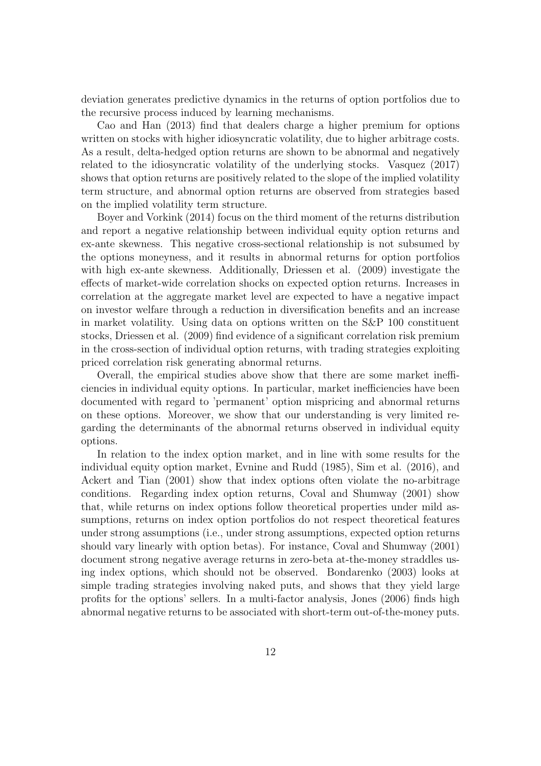deviation generates predictive dynamics in the returns of option portfolios due to the recursive process induced by learning mechanisms.

Cao and Han (2013) find that dealers charge a higher premium for options written on stocks with higher idiosyncratic volatility, due to higher arbitrage costs. As a result, delta-hedged option returns are shown to be abnormal and negatively related to the idiosyncratic volatility of the underlying stocks. Vasquez (2017) shows that option returns are positively related to the slope of the implied volatility term structure, and abnormal option returns are observed from strategies based on the implied volatility term structure.

Boyer and Vorkink (2014) focus on the third moment of the returns distribution and report a negative relationship between individual equity option returns and ex-ante skewness. This negative cross-sectional relationship is not subsumed by the options moneyness, and it results in abnormal returns for option portfolios with high ex-ante skewness. Additionally, Driessen et al. (2009) investigate the effects of market-wide correlation shocks on expected option returns. Increases in correlation at the aggregate market level are expected to have a negative impact on investor welfare through a reduction in diversification benefits and an increase in market volatility. Using data on options written on the S&P 100 constituent stocks, Driessen et al. (2009) find evidence of a significant correlation risk premium in the cross-section of individual option returns, with trading strategies exploiting priced correlation risk generating abnormal returns.

Overall, the empirical studies above show that there are some market inefficiencies in individual equity options. In particular, market inefficiencies have been documented with regard to 'permanent' option mispricing and abnormal returns on these options. Moreover, we show that our understanding is very limited regarding the determinants of the abnormal returns observed in individual equity options.

In relation to the index option market, and in line with some results for the individual equity option market, Evnine and Rudd (1985), Sim et al. (2016), and Ackert and Tian (2001) show that index options often violate the no-arbitrage conditions. Regarding index option returns, Coval and Shumway (2001) show that, while returns on index options follow theoretical properties under mild assumptions, returns on index option portfolios do not respect theoretical features under strong assumptions (i.e., under strong assumptions, expected option returns should vary linearly with option betas). For instance, Coval and Shumway (2001) document strong negative average returns in zero-beta at-the-money straddles using index options, which should not be observed. Bondarenko (2003) looks at simple trading strategies involving naked puts, and shows that they yield large profits for the options' sellers. In a multi-factor analysis, Jones (2006) finds high abnormal negative returns to be associated with short-term out-of-the-money puts.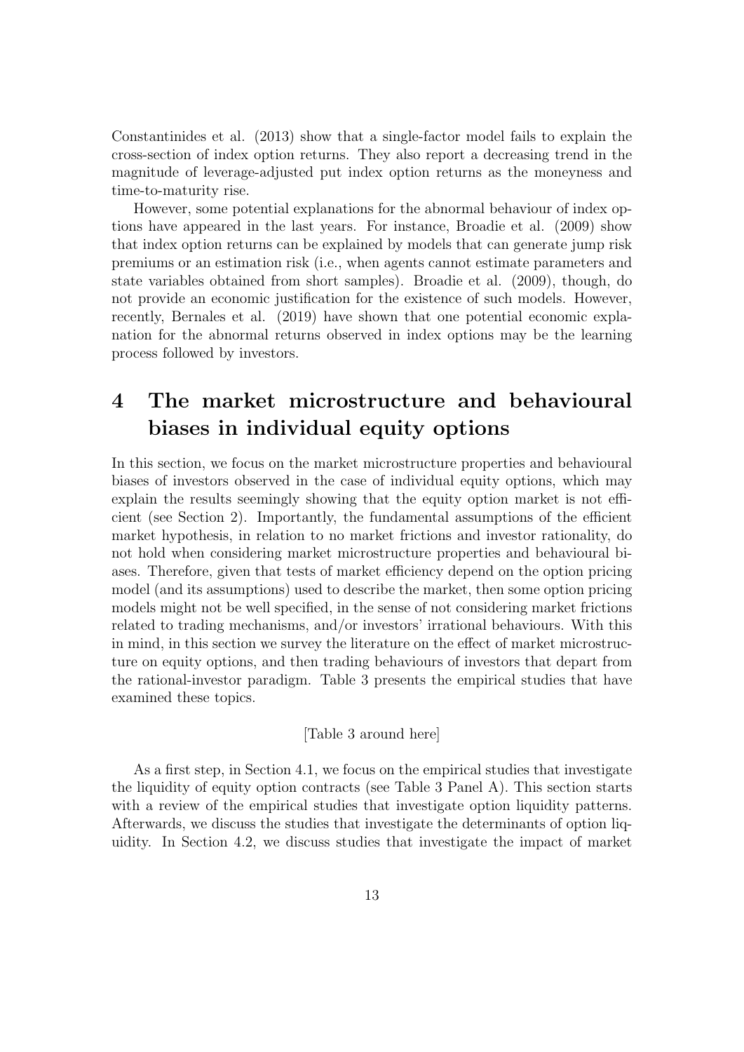Constantinides et al. (2013) show that a single-factor model fails to explain the cross-section of index option returns. They also report a decreasing trend in the magnitude of leverage-adjusted put index option returns as the moneyness and time-to-maturity rise.

However, some potential explanations for the abnormal behaviour of index options have appeared in the last years. For instance, Broadie et al. (2009) show that index option returns can be explained by models that can generate jump risk premiums or an estimation risk (i.e., when agents cannot estimate parameters and state variables obtained from short samples). Broadie et al. (2009), though, do not provide an economic justification for the existence of such models. However, recently, Bernales et al. (2019) have shown that one potential economic explanation for the abnormal returns observed in index options may be the learning process followed by investors.

# 4 The market microstructure and behavioural biases in individual equity options

In this section, we focus on the market microstructure properties and behavioural biases of investors observed in the case of individual equity options, which may explain the results seemingly showing that the equity option market is not efficient (see Section 2). Importantly, the fundamental assumptions of the efficient market hypothesis, in relation to no market frictions and investor rationality, do not hold when considering market microstructure properties and behavioural biases. Therefore, given that tests of market efficiency depend on the option pricing model (and its assumptions) used to describe the market, then some option pricing models might not be well specified, in the sense of not considering market frictions related to trading mechanisms, and/or investors' irrational behaviours. With this in mind, in this section we survey the literature on the effect of market microstructure on equity options, and then trading behaviours of investors that depart from the rational-investor paradigm. Table 3 presents the empirical studies that have examined these topics.

[Table 3 around here]

As a first step, in Section 4.1, we focus on the empirical studies that investigate the liquidity of equity option contracts (see Table 3 Panel A). This section starts with a review of the empirical studies that investigate option liquidity patterns. Afterwards, we discuss the studies that investigate the determinants of option liquidity. In Section 4.2, we discuss studies that investigate the impact of market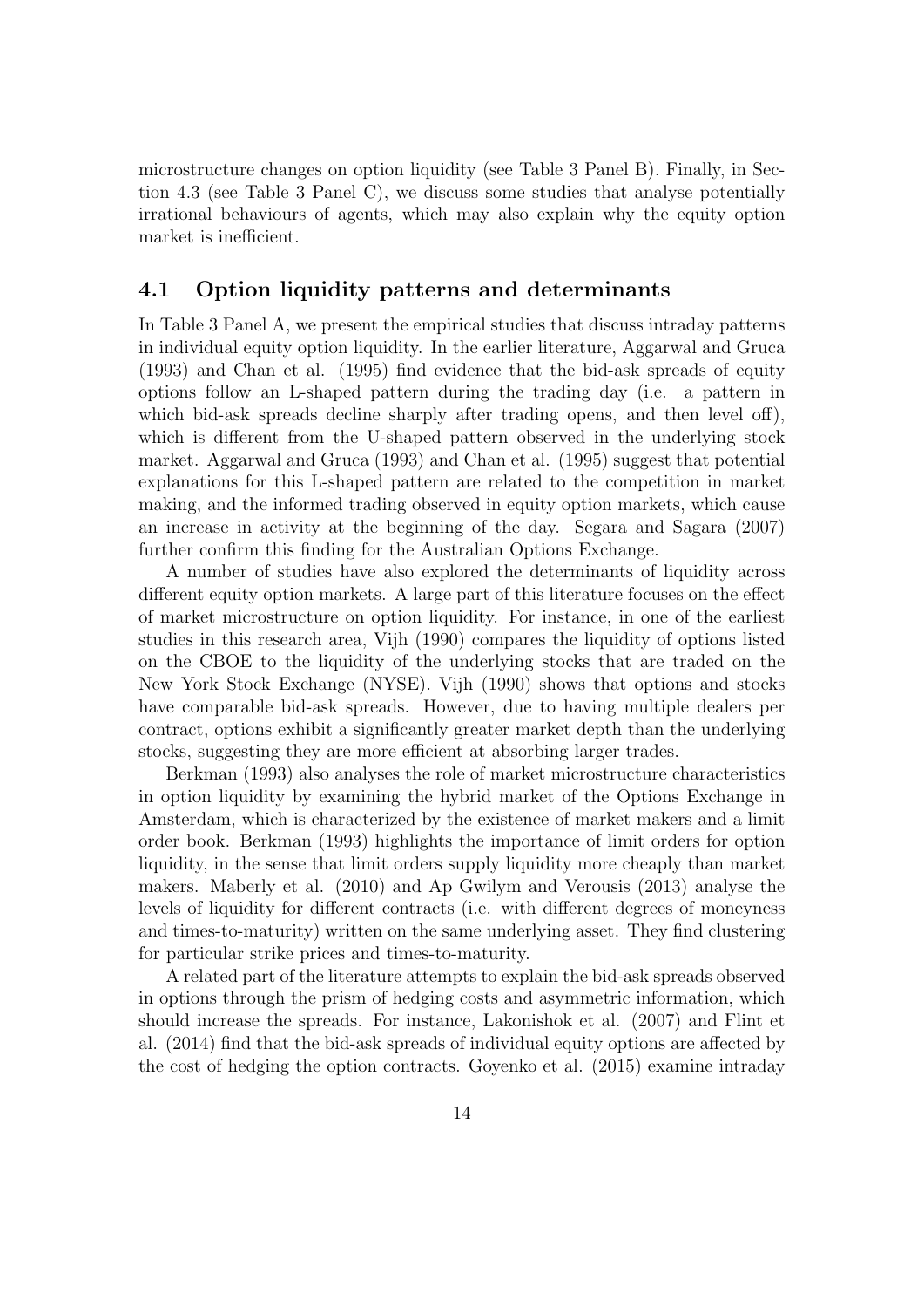microstructure changes on option liquidity (see Table 3 Panel B). Finally, in Section 4.3 (see Table 3 Panel C), we discuss some studies that analyse potentially irrational behaviours of agents, which may also explain why the equity option market is inefficient.

## 4.1 Option liquidity patterns and determinants

In Table 3 Panel A, we present the empirical studies that discuss intraday patterns in individual equity option liquidity. In the earlier literature, Aggarwal and Gruca (1993) and Chan et al. (1995) find evidence that the bid-ask spreads of equity options follow an L-shaped pattern during the trading day (i.e. a pattern in which bid-ask spreads decline sharply after trading opens, and then level off), which is different from the U-shaped pattern observed in the underlying stock market. Aggarwal and Gruca (1993) and Chan et al. (1995) suggest that potential explanations for this L-shaped pattern are related to the competition in market making, and the informed trading observed in equity option markets, which cause an increase in activity at the beginning of the day. Segara and Sagara (2007) further confirm this finding for the Australian Options Exchange.

A number of studies have also explored the determinants of liquidity across different equity option markets. A large part of this literature focuses on the effect of market microstructure on option liquidity. For instance, in one of the earliest studies in this research area, Vijh (1990) compares the liquidity of options listed on the CBOE to the liquidity of the underlying stocks that are traded on the New York Stock Exchange (NYSE). Vijh (1990) shows that options and stocks have comparable bid-ask spreads. However, due to having multiple dealers per contract, options exhibit a significantly greater market depth than the underlying stocks, suggesting they are more efficient at absorbing larger trades.

Berkman (1993) also analyses the role of market microstructure characteristics in option liquidity by examining the hybrid market of the Options Exchange in Amsterdam, which is characterized by the existence of market makers and a limit order book. Berkman (1993) highlights the importance of limit orders for option liquidity, in the sense that limit orders supply liquidity more cheaply than market makers. Maberly et al. (2010) and Ap Gwilym and Verousis (2013) analyse the levels of liquidity for different contracts (i.e. with different degrees of moneyness and times-to-maturity) written on the same underlying asset. They find clustering for particular strike prices and times-to-maturity.

A related part of the literature attempts to explain the bid-ask spreads observed in options through the prism of hedging costs and asymmetric information, which should increase the spreads. For instance, Lakonishok et al. (2007) and Flint et al. (2014) find that the bid-ask spreads of individual equity options are affected by the cost of hedging the option contracts. Goyenko et al. (2015) examine intraday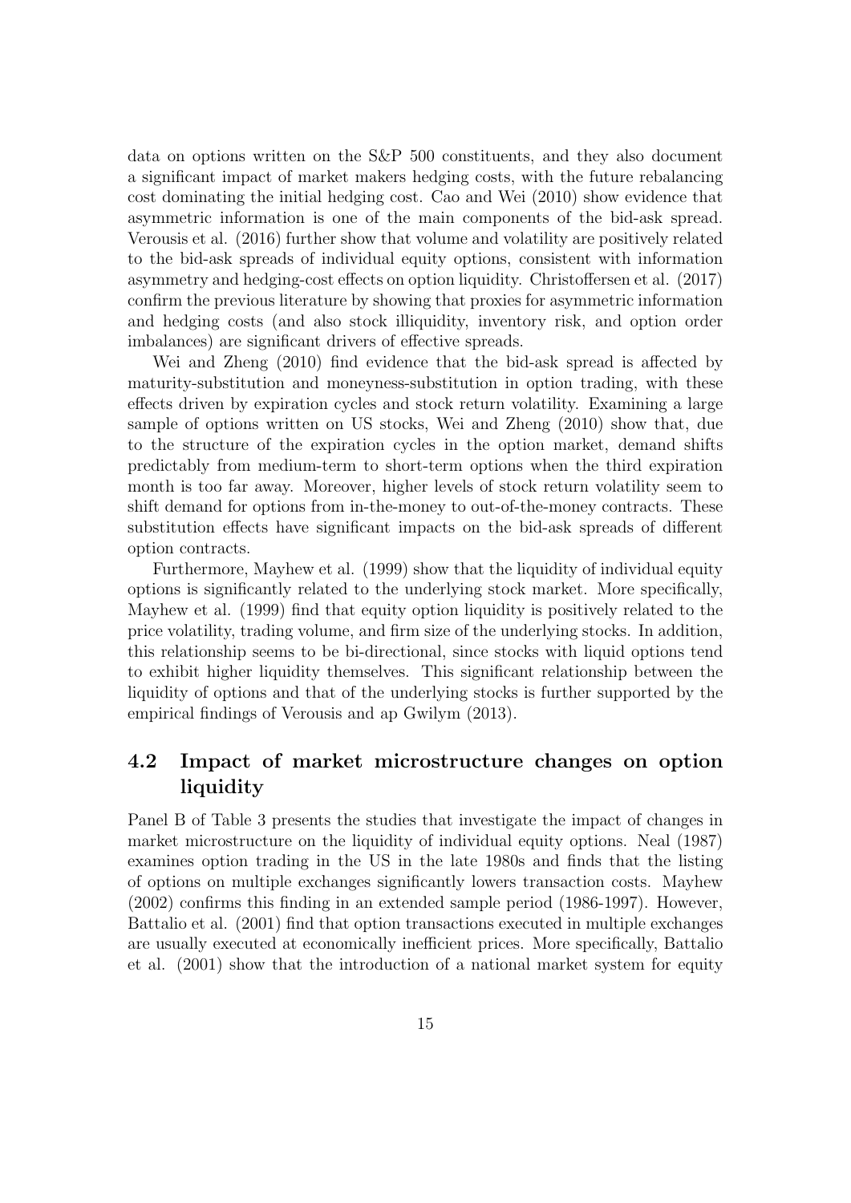data on options written on the S&P 500 constituents, and they also document a significant impact of market makers hedging costs, with the future rebalancing cost dominating the initial hedging cost. Cao and Wei (2010) show evidence that asymmetric information is one of the main components of the bid-ask spread. Verousis et al. (2016) further show that volume and volatility are positively related to the bid-ask spreads of individual equity options, consistent with information asymmetry and hedging-cost effects on option liquidity. Christoffersen et al. (2017) confirm the previous literature by showing that proxies for asymmetric information and hedging costs (and also stock illiquidity, inventory risk, and option order imbalances) are significant drivers of effective spreads.

Wei and Zheng (2010) find evidence that the bid-ask spread is affected by maturity-substitution and moneyness-substitution in option trading, with these effects driven by expiration cycles and stock return volatility. Examining a large sample of options written on US stocks, Wei and Zheng (2010) show that, due to the structure of the expiration cycles in the option market, demand shifts predictably from medium-term to short-term options when the third expiration month is too far away. Moreover, higher levels of stock return volatility seem to shift demand for options from in-the-money to out-of-the-money contracts. These substitution effects have significant impacts on the bid-ask spreads of different option contracts.

Furthermore, Mayhew et al. (1999) show that the liquidity of individual equity options is significantly related to the underlying stock market. More specifically, Mayhew et al. (1999) find that equity option liquidity is positively related to the price volatility, trading volume, and firm size of the underlying stocks. In addition, this relationship seems to be bi-directional, since stocks with liquid options tend to exhibit higher liquidity themselves. This significant relationship between the liquidity of options and that of the underlying stocks is further supported by the empirical findings of Verousis and ap Gwilym (2013).

## 4.2 Impact of market microstructure changes on option liquidity

Panel B of Table 3 presents the studies that investigate the impact of changes in market microstructure on the liquidity of individual equity options. Neal (1987) examines option trading in the US in the late 1980s and finds that the listing of options on multiple exchanges significantly lowers transaction costs. Mayhew (2002) confirms this finding in an extended sample period (1986-1997). However, Battalio et al. (2001) find that option transactions executed in multiple exchanges are usually executed at economically inefficient prices. More specifically, Battalio et al. (2001) show that the introduction of a national market system for equity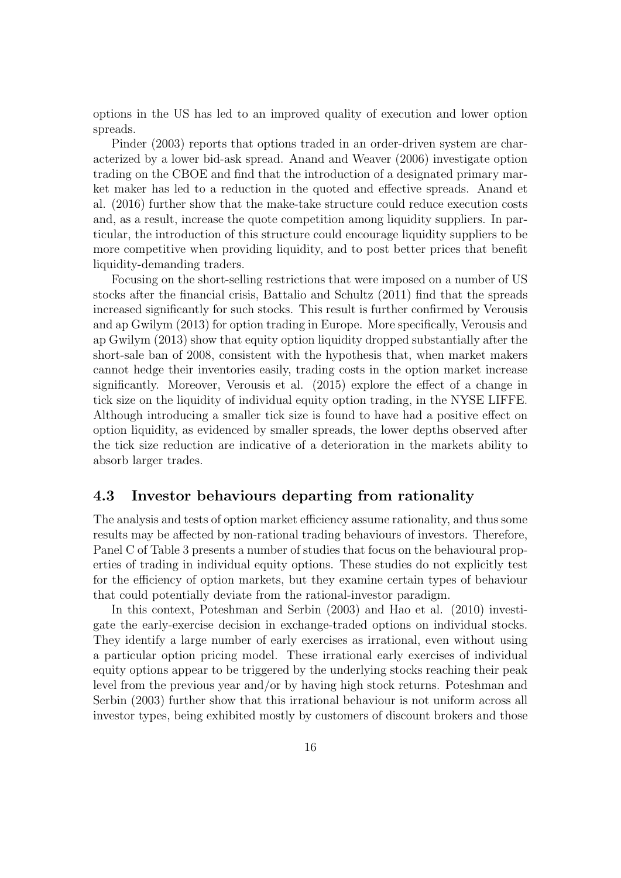options in the US has led to an improved quality of execution and lower option spreads.

Pinder (2003) reports that options traded in an order-driven system are characterized by a lower bid-ask spread. Anand and Weaver (2006) investigate option trading on the CBOE and find that the introduction of a designated primary market maker has led to a reduction in the quoted and effective spreads. Anand et al. (2016) further show that the make-take structure could reduce execution costs and, as a result, increase the quote competition among liquidity suppliers. In particular, the introduction of this structure could encourage liquidity suppliers to be more competitive when providing liquidity, and to post better prices that benefit liquidity-demanding traders.

Focusing on the short-selling restrictions that were imposed on a number of US stocks after the financial crisis, Battalio and Schultz (2011) find that the spreads increased significantly for such stocks. This result is further confirmed by Verousis and ap Gwilym (2013) for option trading in Europe. More specifically, Verousis and ap Gwilym (2013) show that equity option liquidity dropped substantially after the short-sale ban of 2008, consistent with the hypothesis that, when market makers cannot hedge their inventories easily, trading costs in the option market increase significantly. Moreover, Verousis et al. (2015) explore the effect of a change in tick size on the liquidity of individual equity option trading, in the NYSE LIFFE. Although introducing a smaller tick size is found to have had a positive effect on option liquidity, as evidenced by smaller spreads, the lower depths observed after the tick size reduction are indicative of a deterioration in the markets ability to absorb larger trades.

### 4.3 Investor behaviours departing from rationality

The analysis and tests of option market efficiency assume rationality, and thus some results may be affected by non-rational trading behaviours of investors. Therefore, Panel C of Table 3 presents a number of studies that focus on the behavioural properties of trading in individual equity options. These studies do not explicitly test for the efficiency of option markets, but they examine certain types of behaviour that could potentially deviate from the rational-investor paradigm.

In this context, Poteshman and Serbin (2003) and Hao et al. (2010) investigate the early-exercise decision in exchange-traded options on individual stocks. They identify a large number of early exercises as irrational, even without using a particular option pricing model. These irrational early exercises of individual equity options appear to be triggered by the underlying stocks reaching their peak level from the previous year and/or by having high stock returns. Poteshman and Serbin (2003) further show that this irrational behaviour is not uniform across all investor types, being exhibited mostly by customers of discount brokers and those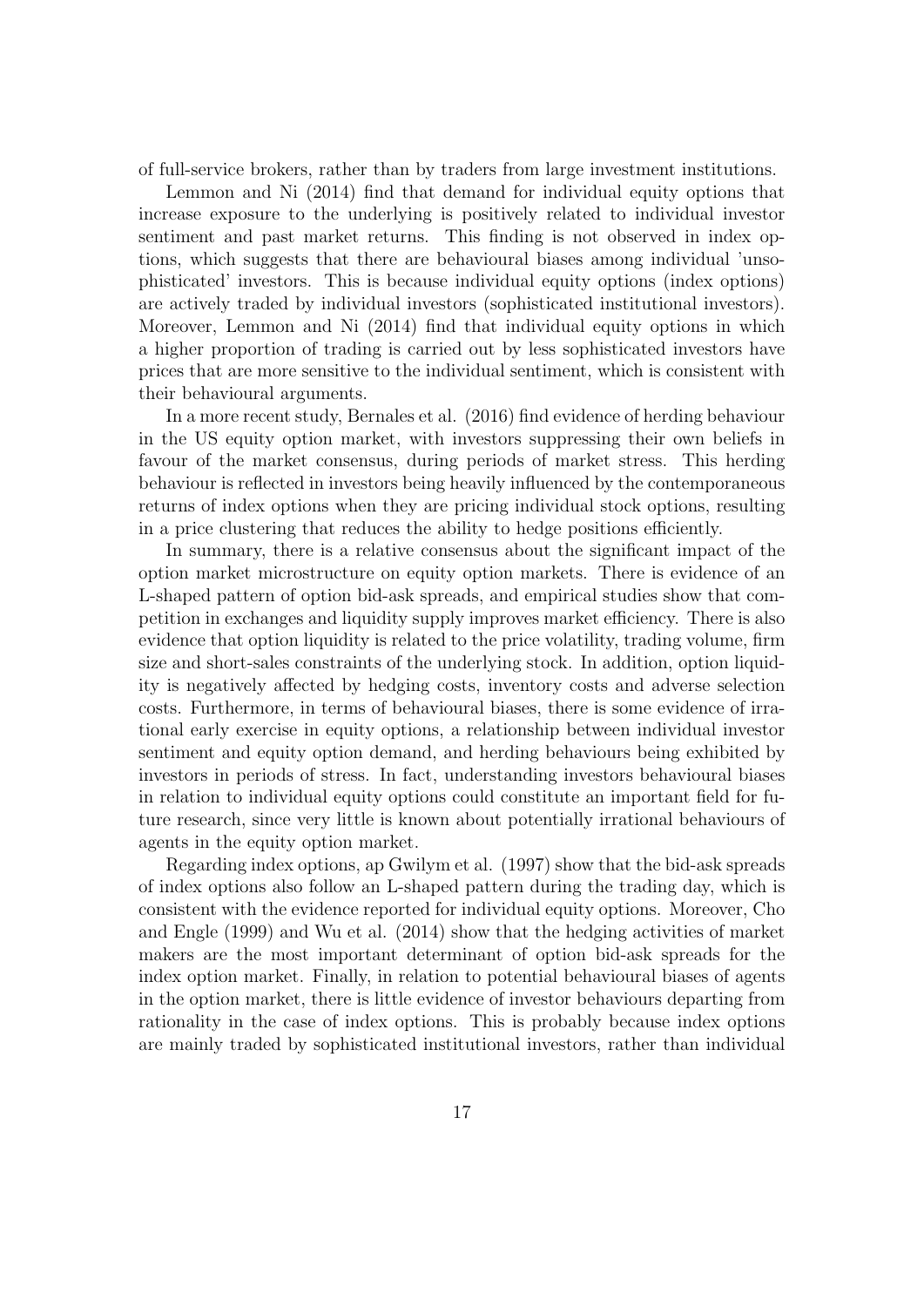of full-service brokers, rather than by traders from large investment institutions.

Lemmon and Ni (2014) find that demand for individual equity options that increase exposure to the underlying is positively related to individual investor sentiment and past market returns. This finding is not observed in index options, which suggests that there are behavioural biases among individual 'unsophisticated' investors. This is because individual equity options (index options) are actively traded by individual investors (sophisticated institutional investors). Moreover, Lemmon and Ni (2014) find that individual equity options in which a higher proportion of trading is carried out by less sophisticated investors have prices that are more sensitive to the individual sentiment, which is consistent with their behavioural arguments.

In a more recent study, Bernales et al. (2016) find evidence of herding behaviour in the US equity option market, with investors suppressing their own beliefs in favour of the market consensus, during periods of market stress. This herding behaviour is reflected in investors being heavily influenced by the contemporaneous returns of index options when they are pricing individual stock options, resulting in a price clustering that reduces the ability to hedge positions efficiently.

In summary, there is a relative consensus about the significant impact of the option market microstructure on equity option markets. There is evidence of an L-shaped pattern of option bid-ask spreads, and empirical studies show that competition in exchanges and liquidity supply improves market efficiency. There is also evidence that option liquidity is related to the price volatility, trading volume, firm size and short-sales constraints of the underlying stock. In addition, option liquidity is negatively affected by hedging costs, inventory costs and adverse selection costs. Furthermore, in terms of behavioural biases, there is some evidence of irrational early exercise in equity options, a relationship between individual investor sentiment and equity option demand, and herding behaviours being exhibited by investors in periods of stress. In fact, understanding investors behavioural biases in relation to individual equity options could constitute an important field for future research, since very little is known about potentially irrational behaviours of agents in the equity option market.

Regarding index options, ap Gwilym et al. (1997) show that the bid-ask spreads of index options also follow an L-shaped pattern during the trading day, which is consistent with the evidence reported for individual equity options. Moreover, Cho and Engle (1999) and Wu et al. (2014) show that the hedging activities of market makers are the most important determinant of option bid-ask spreads for the index option market. Finally, in relation to potential behavioural biases of agents in the option market, there is little evidence of investor behaviours departing from rationality in the case of index options. This is probably because index options are mainly traded by sophisticated institutional investors, rather than individual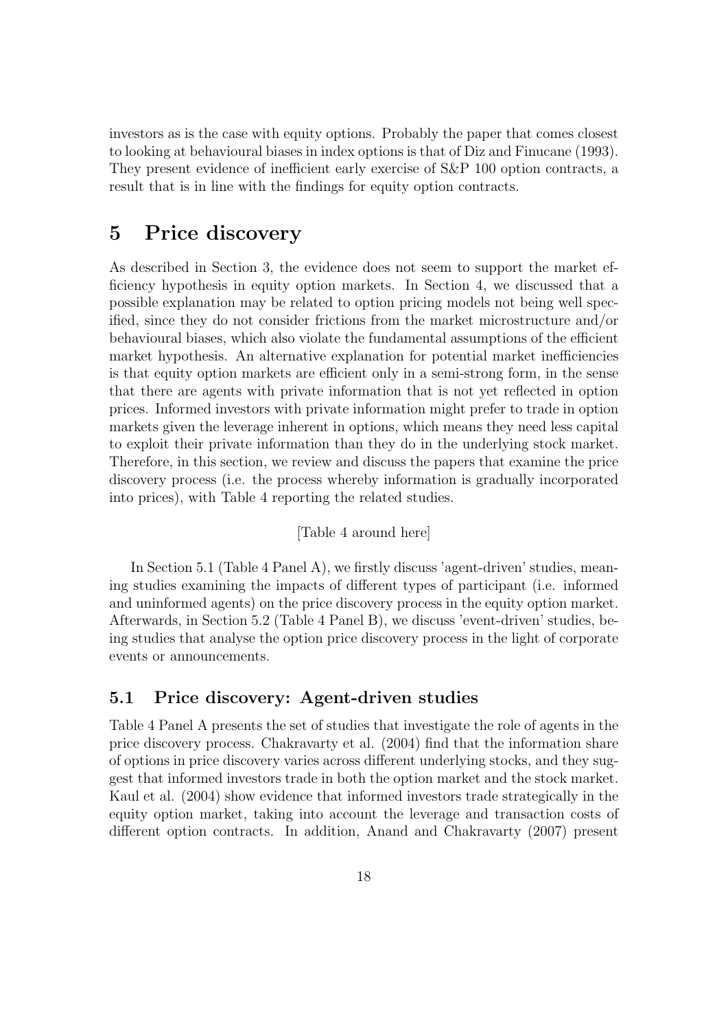investors as is the case with equity options. Probably the paper that comes closest to looking at behavioural biases in index options is that of Diz and Finucane (1993). They present evidence of inefficient early exercise of S&P 100 option contracts, a result that is in line with the findings for equity option contracts.

# 5 Price discovery

As described in Section 3, the evidence does not seem to support the market efficiency hypothesis in equity option markets. In Section 4, we discussed that a possible explanation may be related to option pricing models not being well specified, since they do not consider frictions from the market microstructure and/or behavioural biases, which also violate the fundamental assumptions of the efficient market hypothesis. An alternative explanation for potential market inefficiencies is that equity option markets are efficient only in a semi-strong form, in the sense that there are agents with private information that is not yet reflected in option prices. Informed investors with private information might prefer to trade in option markets given the leverage inherent in options, which means they need less capital to exploit their private information than they do in the underlying stock market. Therefore, in this section, we review and discuss the papers that examine the price discovery process (i.e. the process whereby information is gradually incorporated into prices), with Table 4 reporting the related studies.

[Table 4 around here]

In Section 5.1 (Table 4 Panel A), we firstly discuss 'agent-driven' studies, meaning studies examining the impacts of different types of participant (i.e. informed and uninformed agents) on the price discovery process in the equity option market. Afterwards, in Section 5.2 (Table 4 Panel B), we discuss 'event-driven' studies, being studies that analyse the option price discovery process in the light of corporate events or announcements.

## 5.1 Price discovery: Agent-driven studies

Table 4 Panel A presents the set of studies that investigate the role of agents in the price discovery process. Chakravarty et al. (2004) find that the information share of options in price discovery varies across different underlying stocks, and they suggest that informed investors trade in both the option market and the stock market. Kaul et al. (2004) show evidence that informed investors trade strategically in the equity option market, taking into account the leverage and transaction costs of different option contracts. In addition, Anand and Chakravarty (2007) present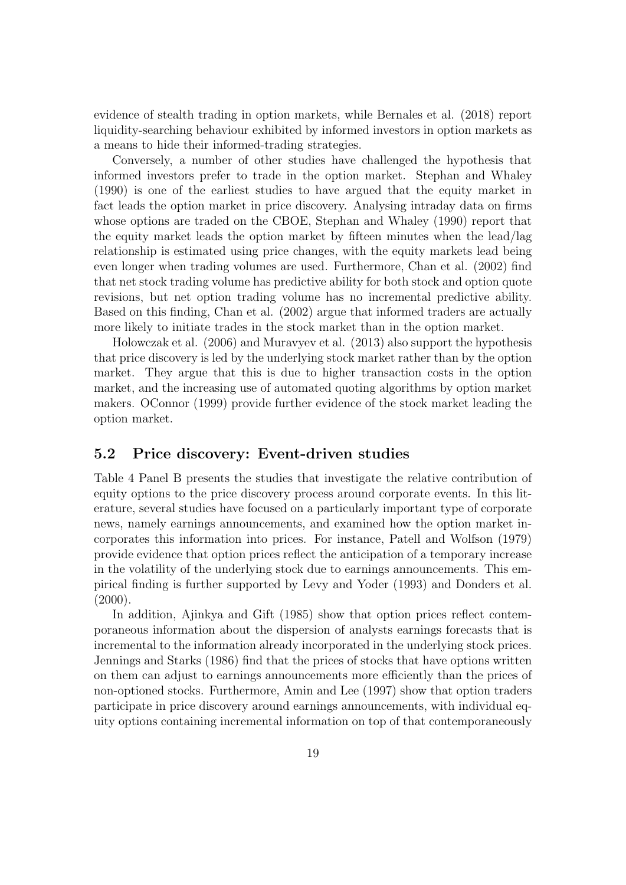evidence of stealth trading in option markets, while Bernales et al. (2018) report liquidity-searching behaviour exhibited by informed investors in option markets as a means to hide their informed-trading strategies.

Conversely, a number of other studies have challenged the hypothesis that informed investors prefer to trade in the option market. Stephan and Whaley (1990) is one of the earliest studies to have argued that the equity market in fact leads the option market in price discovery. Analysing intraday data on firms whose options are traded on the CBOE, Stephan and Whaley (1990) report that the equity market leads the option market by fifteen minutes when the lead/lag relationship is estimated using price changes, with the equity markets lead being even longer when trading volumes are used. Furthermore, Chan et al. (2002) find that net stock trading volume has predictive ability for both stock and option quote revisions, but net option trading volume has no incremental predictive ability. Based on this finding, Chan et al. (2002) argue that informed traders are actually more likely to initiate trades in the stock market than in the option market.

Holowczak et al. (2006) and Muravyev et al. (2013) also support the hypothesis that price discovery is led by the underlying stock market rather than by the option market. They argue that this is due to higher transaction costs in the option market, and the increasing use of automated quoting algorithms by option market makers. OConnor (1999) provide further evidence of the stock market leading the option market.

## 5.2 Price discovery: Event-driven studies

Table 4 Panel B presents the studies that investigate the relative contribution of equity options to the price discovery process around corporate events. In this literature, several studies have focused on a particularly important type of corporate news, namely earnings announcements, and examined how the option market incorporates this information into prices. For instance, Patell and Wolfson (1979) provide evidence that option prices reflect the anticipation of a temporary increase in the volatility of the underlying stock due to earnings announcements. This empirical finding is further supported by Levy and Yoder (1993) and Donders et al. (2000).

In addition, Ajinkya and Gift (1985) show that option prices reflect contemporaneous information about the dispersion of analysts earnings forecasts that is incremental to the information already incorporated in the underlying stock prices. Jennings and Starks (1986) find that the prices of stocks that have options written on them can adjust to earnings announcements more efficiently than the prices of non-optioned stocks. Furthermore, Amin and Lee (1997) show that option traders participate in price discovery around earnings announcements, with individual equity options containing incremental information on top of that contemporaneously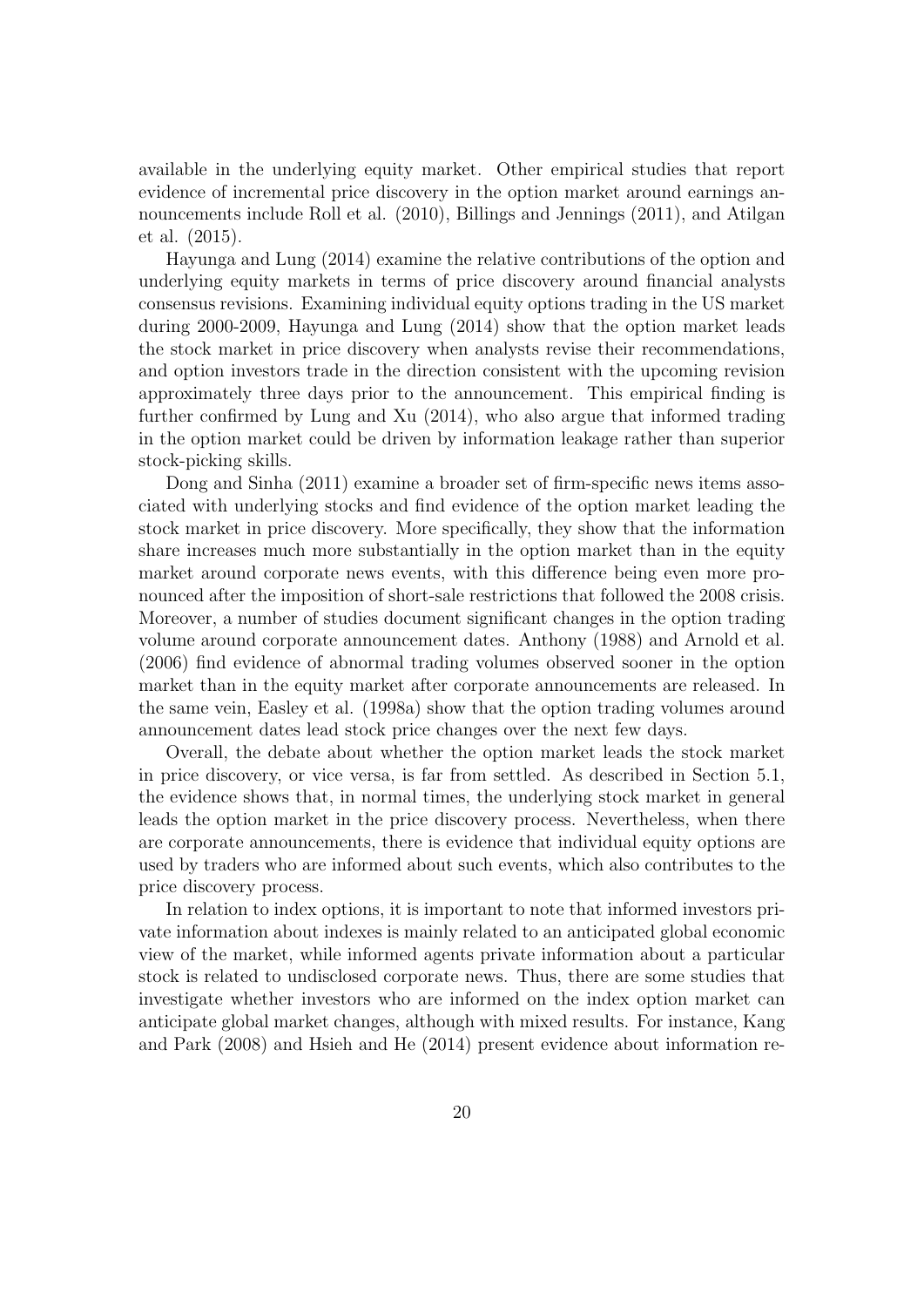available in the underlying equity market. Other empirical studies that report evidence of incremental price discovery in the option market around earnings announcements include Roll et al. (2010), Billings and Jennings (2011), and Atilgan et al. (2015).

Hayunga and Lung (2014) examine the relative contributions of the option and underlying equity markets in terms of price discovery around financial analysts consensus revisions. Examining individual equity options trading in the US market during 2000-2009, Hayunga and Lung (2014) show that the option market leads the stock market in price discovery when analysts revise their recommendations, and option investors trade in the direction consistent with the upcoming revision approximately three days prior to the announcement. This empirical finding is further confirmed by Lung and Xu (2014), who also argue that informed trading in the option market could be driven by information leakage rather than superior stock-picking skills.

Dong and Sinha (2011) examine a broader set of firm-specific news items associated with underlying stocks and find evidence of the option market leading the stock market in price discovery. More specifically, they show that the information share increases much more substantially in the option market than in the equity market around corporate news events, with this difference being even more pronounced after the imposition of short-sale restrictions that followed the 2008 crisis. Moreover, a number of studies document significant changes in the option trading volume around corporate announcement dates. Anthony (1988) and Arnold et al. (2006) find evidence of abnormal trading volumes observed sooner in the option market than in the equity market after corporate announcements are released. In the same vein, Easley et al. (1998a) show that the option trading volumes around announcement dates lead stock price changes over the next few days.

Overall, the debate about whether the option market leads the stock market in price discovery, or vice versa, is far from settled. As described in Section 5.1, the evidence shows that, in normal times, the underlying stock market in general leads the option market in the price discovery process. Nevertheless, when there are corporate announcements, there is evidence that individual equity options are used by traders who are informed about such events, which also contributes to the price discovery process.

In relation to index options, it is important to note that informed investors private information about indexes is mainly related to an anticipated global economic view of the market, while informed agents private information about a particular stock is related to undisclosed corporate news. Thus, there are some studies that investigate whether investors who are informed on the index option market can anticipate global market changes, although with mixed results. For instance, Kang and Park (2008) and Hsieh and He (2014) present evidence about information re-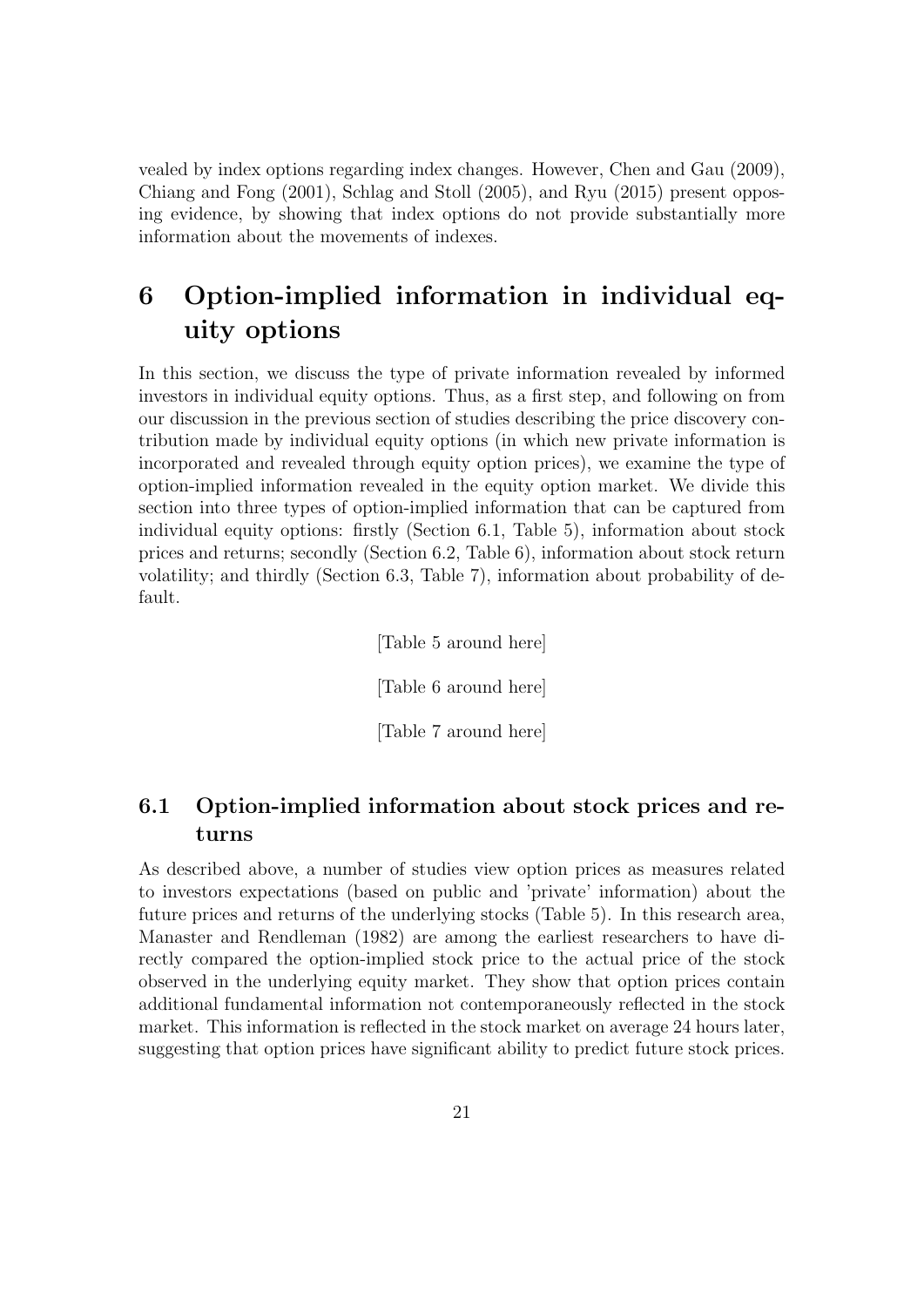vealed by index options regarding index changes. However, Chen and Gau (2009), Chiang and Fong (2001), Schlag and Stoll (2005), and Ryu (2015) present opposing evidence, by showing that index options do not provide substantially more information about the movements of indexes.

# 6 Option-implied information in individual equity options

In this section, we discuss the type of private information revealed by informed investors in individual equity options. Thus, as a first step, and following on from our discussion in the previous section of studies describing the price discovery contribution made by individual equity options (in which new private information is incorporated and revealed through equity option prices), we examine the type of option-implied information revealed in the equity option market. We divide this section into three types of option-implied information that can be captured from individual equity options: firstly (Section 6.1, Table 5), information about stock prices and returns; secondly (Section 6.2, Table 6), information about stock return volatility; and thirdly (Section 6.3, Table 7), information about probability of default.

[Table 5 around here]

[Table 6 around here]

[Table 7 around here]

## 6.1 Option-implied information about stock prices and returns

As described above, a number of studies view option prices as measures related to investors expectations (based on public and 'private' information) about the future prices and returns of the underlying stocks (Table 5). In this research area, Manaster and Rendleman (1982) are among the earliest researchers to have directly compared the option-implied stock price to the actual price of the stock observed in the underlying equity market. They show that option prices contain additional fundamental information not contemporaneously reflected in the stock market. This information is reflected in the stock market on average 24 hours later, suggesting that option prices have significant ability to predict future stock prices.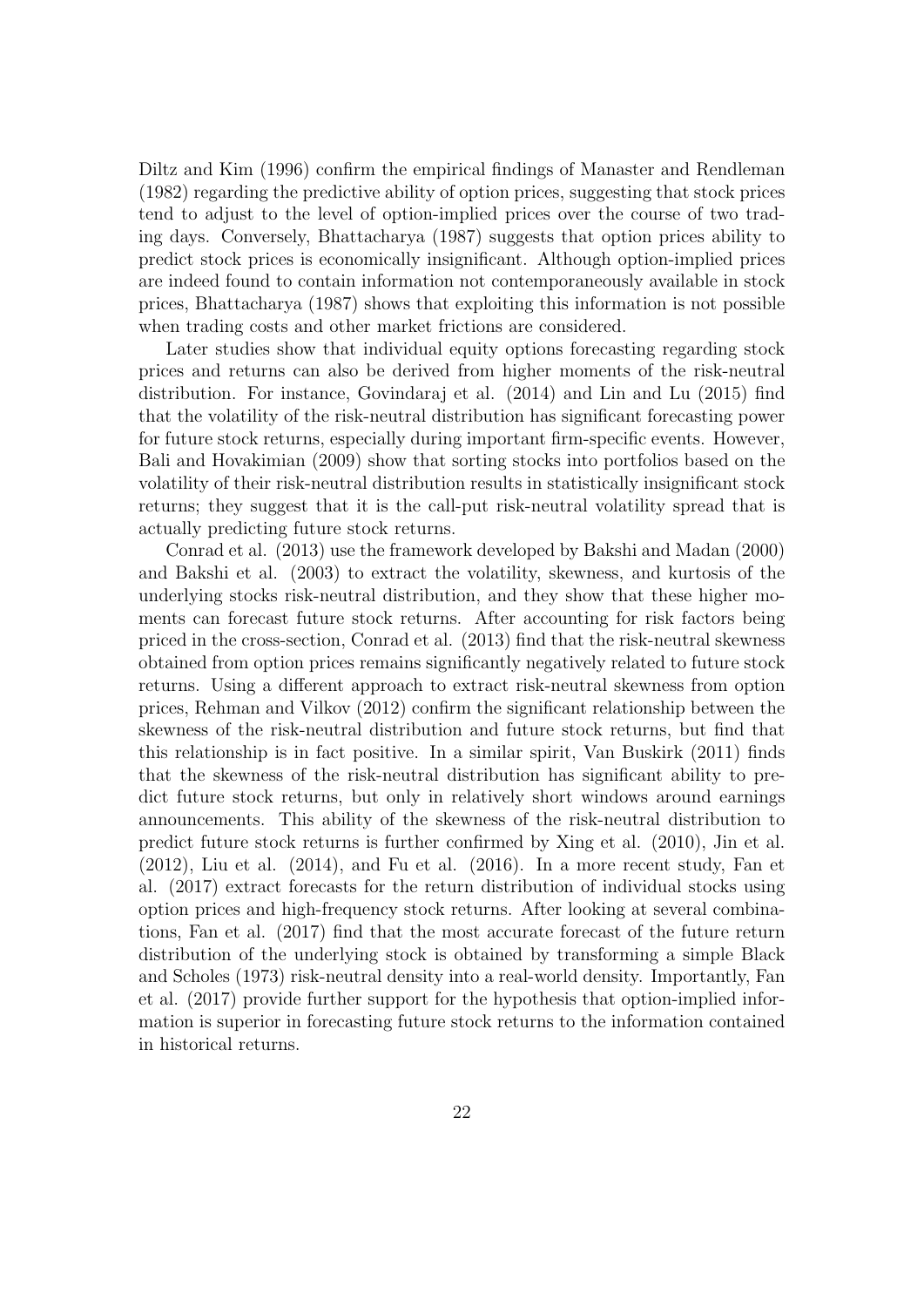Diltz and Kim (1996) confirm the empirical findings of Manaster and Rendleman (1982) regarding the predictive ability of option prices, suggesting that stock prices tend to adjust to the level of option-implied prices over the course of two trading days. Conversely, Bhattacharya (1987) suggests that option prices ability to predict stock prices is economically insignificant. Although option-implied prices are indeed found to contain information not contemporaneously available in stock prices, Bhattacharya (1987) shows that exploiting this information is not possible when trading costs and other market frictions are considered.

Later studies show that individual equity options forecasting regarding stock prices and returns can also be derived from higher moments of the risk-neutral distribution. For instance, Govindaraj et al. (2014) and Lin and Lu (2015) find that the volatility of the risk-neutral distribution has significant forecasting power for future stock returns, especially during important firm-specific events. However, Bali and Hovakimian (2009) show that sorting stocks into portfolios based on the volatility of their risk-neutral distribution results in statistically insignificant stock returns; they suggest that it is the call-put risk-neutral volatility spread that is actually predicting future stock returns.

Conrad et al. (2013) use the framework developed by Bakshi and Madan (2000) and Bakshi et al. (2003) to extract the volatility, skewness, and kurtosis of the underlying stocks risk-neutral distribution, and they show that these higher moments can forecast future stock returns. After accounting for risk factors being priced in the cross-section, Conrad et al. (2013) find that the risk-neutral skewness obtained from option prices remains significantly negatively related to future stock returns. Using a different approach to extract risk-neutral skewness from option prices, Rehman and Vilkov (2012) confirm the significant relationship between the skewness of the risk-neutral distribution and future stock returns, but find that this relationship is in fact positive. In a similar spirit, Van Buskirk (2011) finds that the skewness of the risk-neutral distribution has significant ability to predict future stock returns, but only in relatively short windows around earnings announcements. This ability of the skewness of the risk-neutral distribution to predict future stock returns is further confirmed by Xing et al. (2010), Jin et al. (2012), Liu et al. (2014), and Fu et al. (2016). In a more recent study, Fan et al. (2017) extract forecasts for the return distribution of individual stocks using option prices and high-frequency stock returns. After looking at several combinations, Fan et al. (2017) find that the most accurate forecast of the future return distribution of the underlying stock is obtained by transforming a simple Black and Scholes (1973) risk-neutral density into a real-world density. Importantly, Fan et al. (2017) provide further support for the hypothesis that option-implied information is superior in forecasting future stock returns to the information contained in historical returns.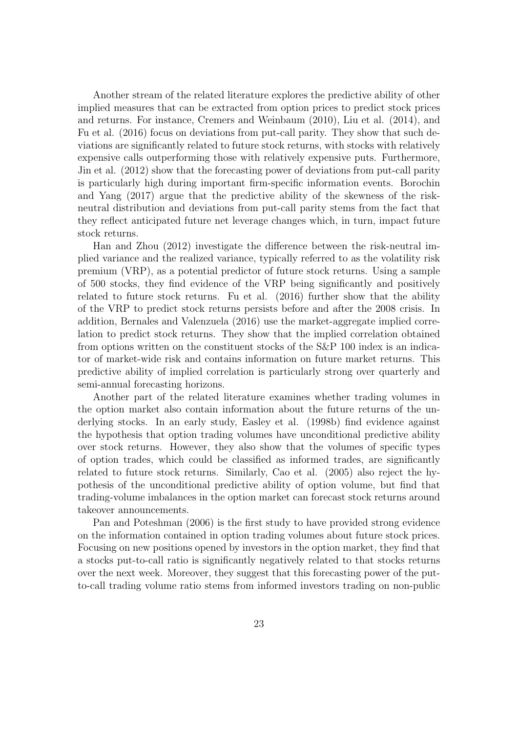Another stream of the related literature explores the predictive ability of other implied measures that can be extracted from option prices to predict stock prices and returns. For instance, Cremers and Weinbaum (2010), Liu et al. (2014), and Fu et al. (2016) focus on deviations from put-call parity. They show that such deviations are significantly related to future stock returns, with stocks with relatively expensive calls outperforming those with relatively expensive puts. Furthermore, Jin et al. (2012) show that the forecasting power of deviations from put-call parity is particularly high during important firm-specific information events. Borochin and Yang (2017) argue that the predictive ability of the skewness of the risk-neutral distribution and deviations from put-call parity stems from the fact that they reflect anticipated future net leverage changes which, in turn, impact future stock returns.

Han and Zhou (2012) investigate the difference between the risk-neutral implied variance and the realized variance, typically referred to as the volatility risk premium (VRP), as a potential predictor of future stock returns. Using a sample of 500 stocks, they find evidence of the VRP being significantly and positively related to future stock returns. Fu et al. (2016) further show that the ability of the VRP to predict stock returns persists before and after the 2008 crisis. In addition, Bernales and Valenzuela (2016) use the market-aggregate implied correlation to predict stock returns. They show that the implied correlation obtained from options written on the constituent stocks of the S&P 100 index is an indicator of market-wide risk and contains information on future market returns. This predictive ability of implied correlation is particularly strong over quarterly and semi-annual forecasting horizons.

Another part of the related literature examines whether trading volumes in the option market also contain information about the future returns of the underlying stocks. In an early study, Easley et al. (1998b) find evidence against the hypothesis that option trading volumes have unconditional predictive ability over stock returns. However, they also show that the volumes of specific types of option trades, which could be classified as informed trades, are significantly related to future stock returns. Similarly, Cao et al. (2005) also reject the hypothesis of the unconditional predictive ability of option volume, but find that trading-volume imbalances in the option market can forecast stock returns around takeover announcements.

Pan and Poteshman (2006) is the first study to have provided strong evidence on the information contained in option trading volumes about future stock prices. Focusing on new positions opened by investors in the option market, they find that a stocks put-to-call ratio is significantly negatively related to that stocks returns over the next week. Moreover, they suggest that this forecasting power of the put-to-call trading volume ratio stems from informed investors trading on non-public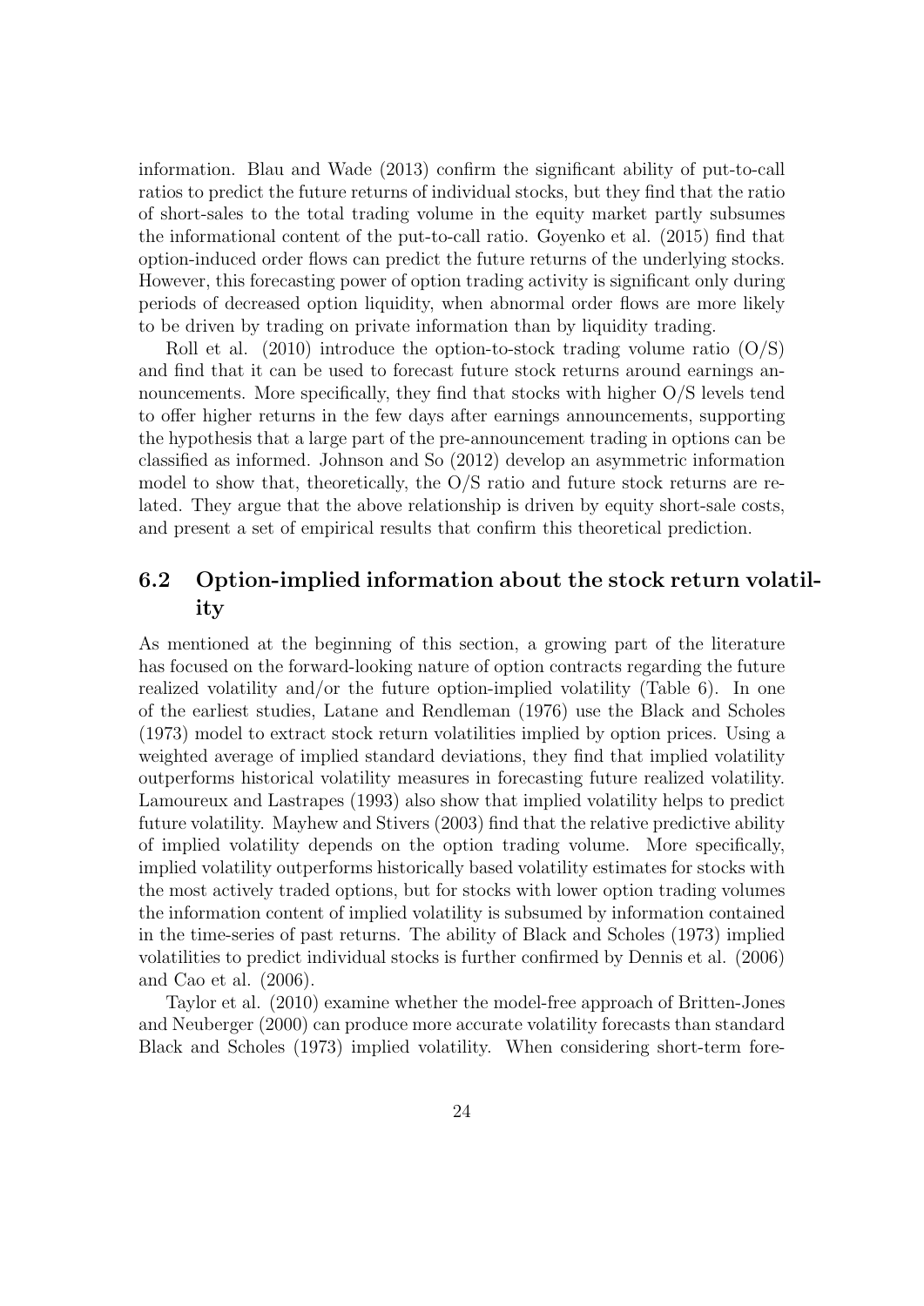information. Blau and Wade (2013) confirm the significant ability of put-to-call ratios to predict the future returns of individual stocks, but they find that the ratio of short-sales to the total trading volume in the equity market partly subsumes the informational content of the put-to-call ratio. Goyenko et al. (2015) find that option-induced order flows can predict the future returns of the underlying stocks. However, this forecasting power of option trading activity is significant only during periods of decreased option liquidity, when abnormal order flows are more likely to be driven by trading on private information than by liquidity trading.

Roll et al. (2010) introduce the option-to-stock trading volume ratio (O/S) and find that it can be used to forecast future stock returns around earnings announcements. More specifically, they find that stocks with higher O/S levels tend to offer higher returns in the few days after earnings announcements, supporting the hypothesis that a large part of the pre-announcement trading in options can be classified as informed. Johnson and So (2012) develop an asymmetric information model to show that, theoretically, the O/S ratio and future stock returns are related. They argue that the above relationship is driven by equity short-sale costs, and present a set of empirical results that confirm this theoretical prediction.

## 6.2 Option-implied information about the stock return volatility

As mentioned at the beginning of this section, a growing part of the literature has focused on the forward-looking nature of option contracts regarding the future realized volatility and/or the future option-implied volatility (Table 6). In one of the earliest studies, Latane and Rendleman (1976) use the Black and Scholes (1973) model to extract stock return volatilities implied by option prices. Using a weighted average of implied standard deviations, they find that implied volatility outperforms historical volatility measures in forecasting future realized volatility. Lamoureux and Lastrapes (1993) also show that implied volatility helps to predict future volatility. Mayhew and Stivers (2003) find that the relative predictive ability of implied volatility depends on the option trading volume. More specifically, implied volatility outperforms historically based volatility estimates for stocks with the most actively traded options, but for stocks with lower option trading volumes the information content of implied volatility is subsumed by information contained in the time-series of past returns. The ability of Black and Scholes (1973) implied volatilities to predict individual stocks is further confirmed by Dennis et al. (2006) and Cao et al. (2006).

Taylor et al. (2010) examine whether the model-free approach of Britten-Jones and Neuberger (2000) can produce more accurate volatility forecasts than standard Black and Scholes (1973) implied volatility. When considering short-term fore-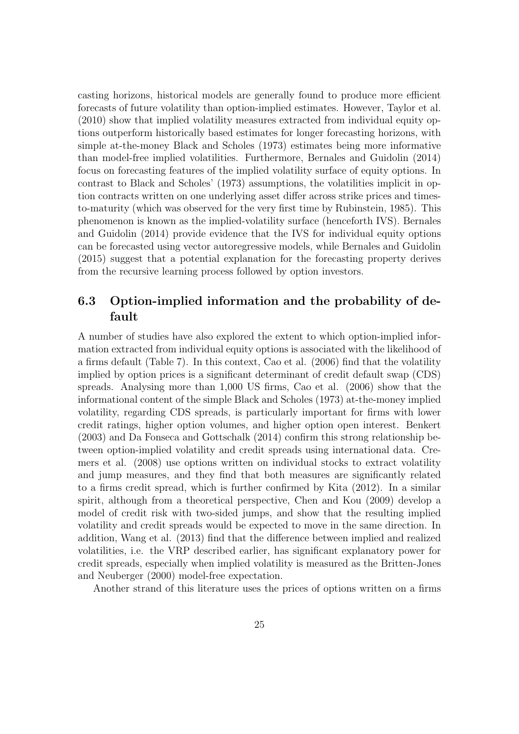casting horizons, historical models are generally found to produce more efficient forecasts of future volatility than option-implied estimates. However, Taylor et al. (2010) show that implied volatility measures extracted from individual equity options outperform historically based estimates for longer forecasting horizons, with simple at-the-money Black and Scholes (1973) estimates being more informative than model-free implied volatilities. Furthermore, Bernales and Guidolin (2014) focus on forecasting features of the implied volatility surface of equity options. In contrast to Black and Scholes' (1973) assumptions, the volatilities implicit in option contracts written on one underlying asset differ across strike prices and times-to-maturity (which was observed for the very first time by Rubinstein, 1985). This phenomenon is known as the implied-volatility surface (henceforth IVS). Bernales and Guidolin (2014) provide evidence that the IVS for individual equity options can be forecasted using vector autoregressive models, while Bernales and Guidolin (2015) suggest that a potential explanation for the forecasting property derives from the recursive learning process followed by option investors.

## 6.3 Option-implied information and the probability of default

A number of studies have also explored the extent to which option-implied information extracted from individual equity options is associated with the likelihood of a firms default (Table 7). In this context, Cao et al. (2006) find that the volatility implied by option prices is a significant determinant of credit default swap (CDS) spreads. Analysing more than 1,000 US firms, Cao et al. (2006) show that the informational content of the simple Black and Scholes (1973) at-the-money implied volatility, regarding CDS spreads, is particularly important for firms with lower credit ratings, higher option volumes, and higher option open interest. Benkert (2003) and Da Fonseca and Gottschalk (2014) confirm this strong relationship between option-implied volatility and credit spreads using international data. Cremers et al. (2008) use options written on individual stocks to extract volatility and jump measures, and they find that both measures are significantly related to a firms credit spread, which is further confirmed by Kita (2012). In a similar spirit, although from a theoretical perspective, Chen and Kou (2009) develop a model of credit risk with two-sided jumps, and show that the resulting implied volatility and credit spreads would be expected to move in the same direction. In addition, Wang et al. (2013) find that the difference between implied and realized volatilities, i.e. the VRP described earlier, has significant explanatory power for credit spreads, especially when implied volatility is measured as the Britten-Jones and Neuberger (2000) model-free expectation.

Another strand of this literature uses the prices of options written on a firms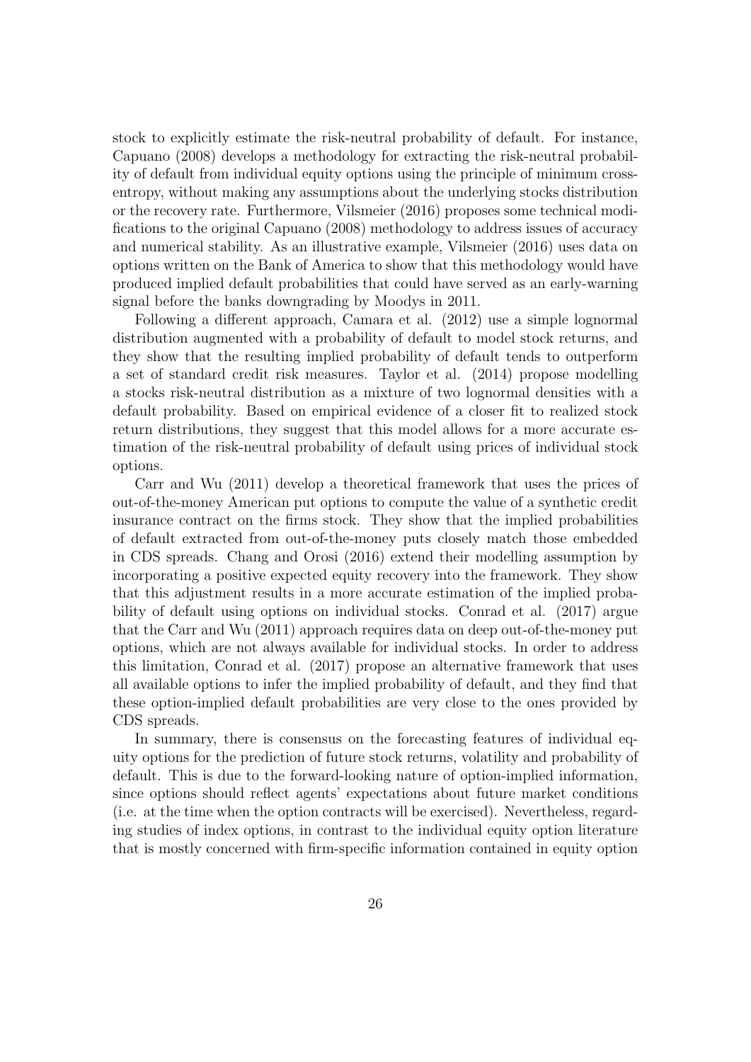stock to explicitly estimate the risk-neutral probability of default. For instance, Capuano (2008) develops a methodology for extracting the risk-neutral probability of default from individual equity options using the principle of minimum cross-entropy, without making any assumptions about the underlying stocks distribution or the recovery rate. Furthermore, Vilsmeier (2016) proposes some technical modifications to the original Capuano (2008) methodology to address issues of accuracy and numerical stability. As an illustrative example, Vilsmeier (2016) uses data on options written on the Bank of America to show that this methodology would have produced implied default probabilities that could have served as an early-warning signal before the banks downgrading by Moodys in 2011.

Following a different approach, Camara et al. (2012) use a simple lognormal distribution augmented with a probability of default to model stock returns, and they show that the resulting implied probability of default tends to outperform a set of standard credit risk measures. Taylor et al. (2014) propose modelling a stocks risk-neutral distribution as a mixture of two lognormal densities with a default probability. Based on empirical evidence of a closer fit to realized stock return distributions, they suggest that this model allows for a more accurate estimation of the risk-neutral probability of default using prices of individual stock options.

Carr and Wu (2011) develop a theoretical framework that uses the prices of out-of-the-money American put options to compute the value of a synthetic credit insurance contract on the firms stock. They show that the implied probabilities of default extracted from out-of-the-money puts closely match those embedded in CDS spreads. Chang and Orosi (2016) extend their modelling assumption by incorporating a positive expected equity recovery into the framework. They show that this adjustment results in a more accurate estimation of the implied probability of default using options on individual stocks. Conrad et al. (2017) argue that the Carr and Wu (2011) approach requires data on deep out-of-the-money put options, which are not always available for individual stocks. In order to address this limitation, Conrad et al. (2017) propose an alternative framework that uses all available options to infer the implied probability of default, and they find that these option-implied default probabilities are very close to the ones provided by CDS spreads.

In summary, there is consensus on the forecasting features of individual equity options for the prediction of future stock returns, volatility and probability of default. This is due to the forward-looking nature of option-implied information, since options should reflect agents' expectations about future market conditions (i.e. at the time when the option contracts will be exercised). Nevertheless, regarding studies of index options, in contrast to the individual equity option literature that is mostly concerned with firm-specific information contained in equity option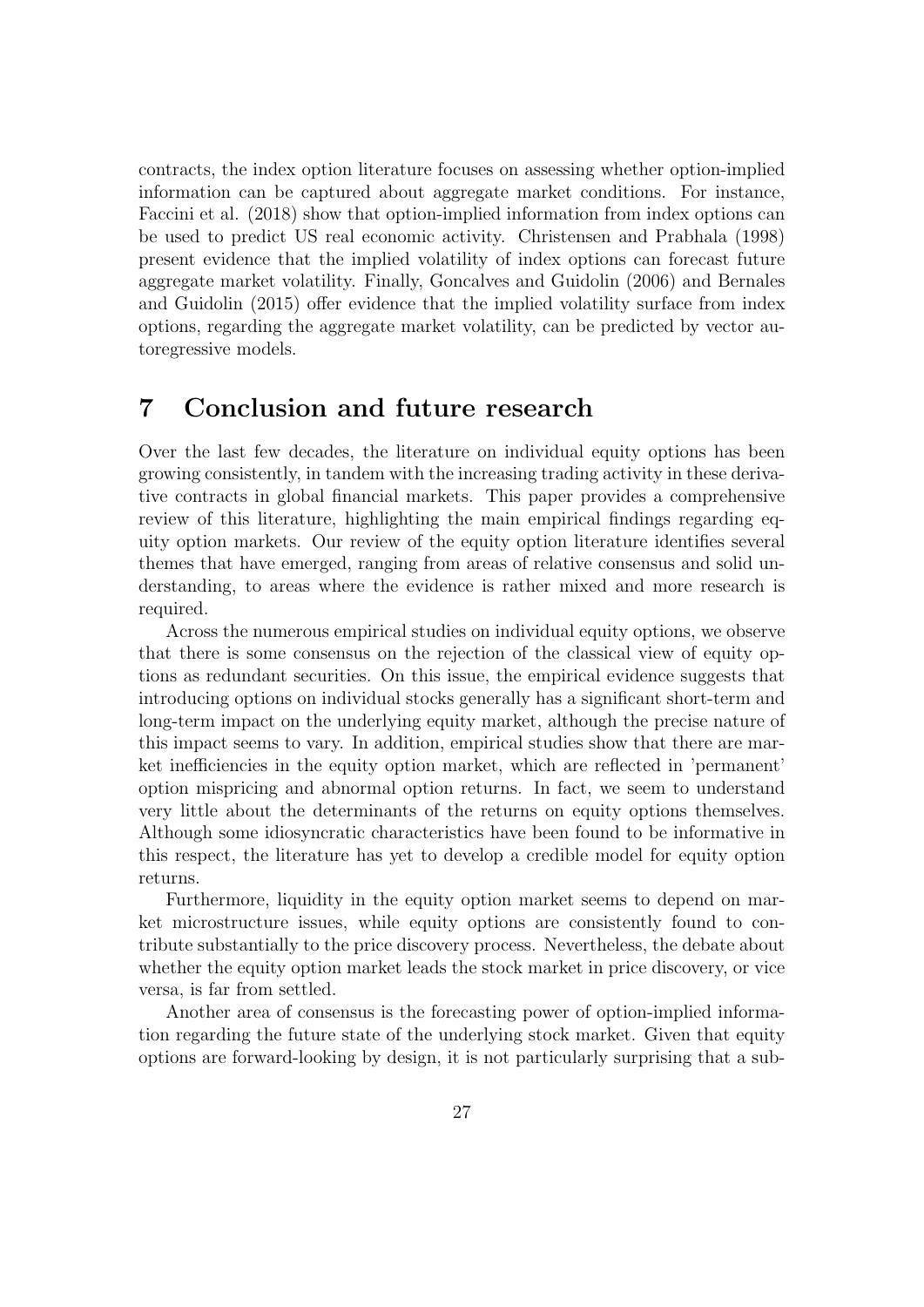contracts, the index option literature focuses on assessing whether option-implied information can be captured about aggregate market conditions. For instance, Faccini et al. (2018) show that option-implied information from index options can be used to predict US real economic activity. Christensen and Prabhala (1998) present evidence that the implied volatility of index options can forecast future aggregate market volatility. Finally, Goncalves and Guidolin (2006) and Bernales and Guidolin (2015) offer evidence that the implied volatility surface from index options, regarding the aggregate market volatility, can be predicted by vector autoregressive models.

# 7 Conclusion and future research

Over the last few decades, the literature on individual equity options has been growing consistently, in tandem with the increasing trading activity in these derivative contracts in global financial markets. This paper provides a comprehensive review of this literature, highlighting the main empirical findings regarding equity option markets. Our review of the equity option literature identifies several themes that have emerged, ranging from areas of relative consensus and solid understanding, to areas where the evidence is rather mixed and more research is required.

Across the numerous empirical studies on individual equity options, we observe that there is some consensus on the rejection of the classical view of equity options as redundant securities. On this issue, the empirical evidence suggests that introducing options on individual stocks generally has a significant short-term and long-term impact on the underlying equity market, although the precise nature of this impact seems to vary. In addition, empirical studies show that there are market inefficiencies in the equity option market, which are reflected in 'permanent' option mispricing and abnormal option returns. In fact, we seem to understand very little about the determinants of the returns on equity options themselves. Although some idiosyncratic characteristics have been found to be informative in this respect, the literature has yet to develop a credible model for equity option returns.

Furthermore, liquidity in the equity option market seems to depend on market microstructure issues, while equity options are consistently found to contribute substantially to the price discovery process. Nevertheless, the debate about whether the equity option market leads the stock market in price discovery, or vice versa, is far from settled.

Another area of consensus is the forecasting power of option-implied information regarding the future state of the underlying stock market. Given that equity options are forward-looking by design, it is not particularly surprising that a sub-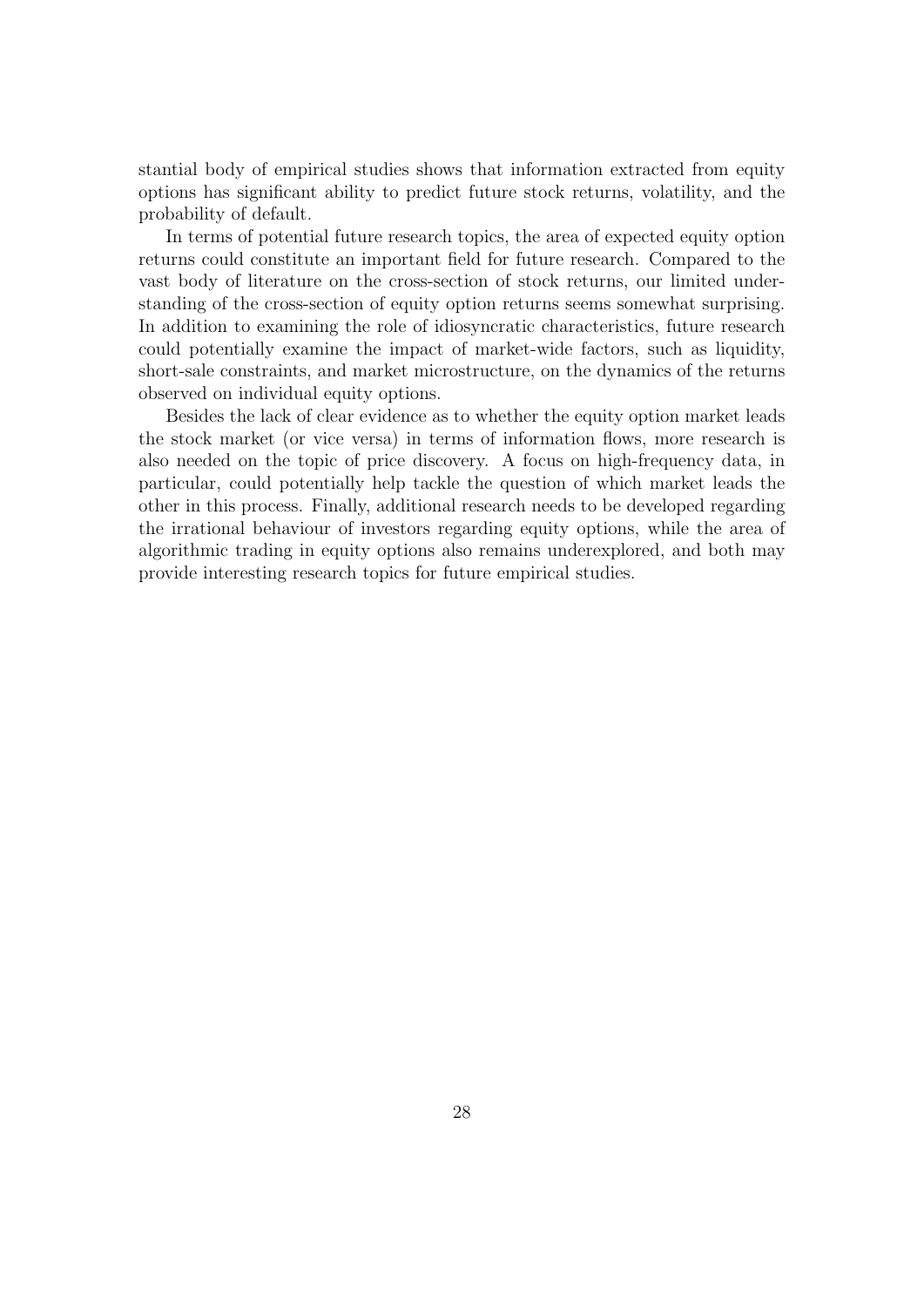stantial body of empirical studies shows that information extracted from equity options has significant ability to predict future stock returns, volatility, and the probability of default.

In terms of potential future research topics, the area of expected equity option returns could constitute an important field for future research. Compared to the vast body of literature on the cross-section of stock returns, our limited understanding of the cross-section of equity option returns seems somewhat surprising. In addition to examining the role of idiosyncratic characteristics, future research could potentially examine the impact of market-wide factors, such as liquidity, short-sale constraints, and market microstructure, on the dynamics of the returns observed on individual equity options.

Besides the lack of clear evidence as to whether the equity option market leads the stock market (or vice versa) in terms of information flows, more research is also needed on the topic of price discovery. A focus on high-frequency data, in particular, could potentially help tackle the question of which market leads the other in this process. Finally, additional research needs to be developed regarding the irrational behaviour of investors regarding equity options, while the area of algorithmic trading in equity options also remains underexplored, and both may provide interesting research topics for future empirical studies.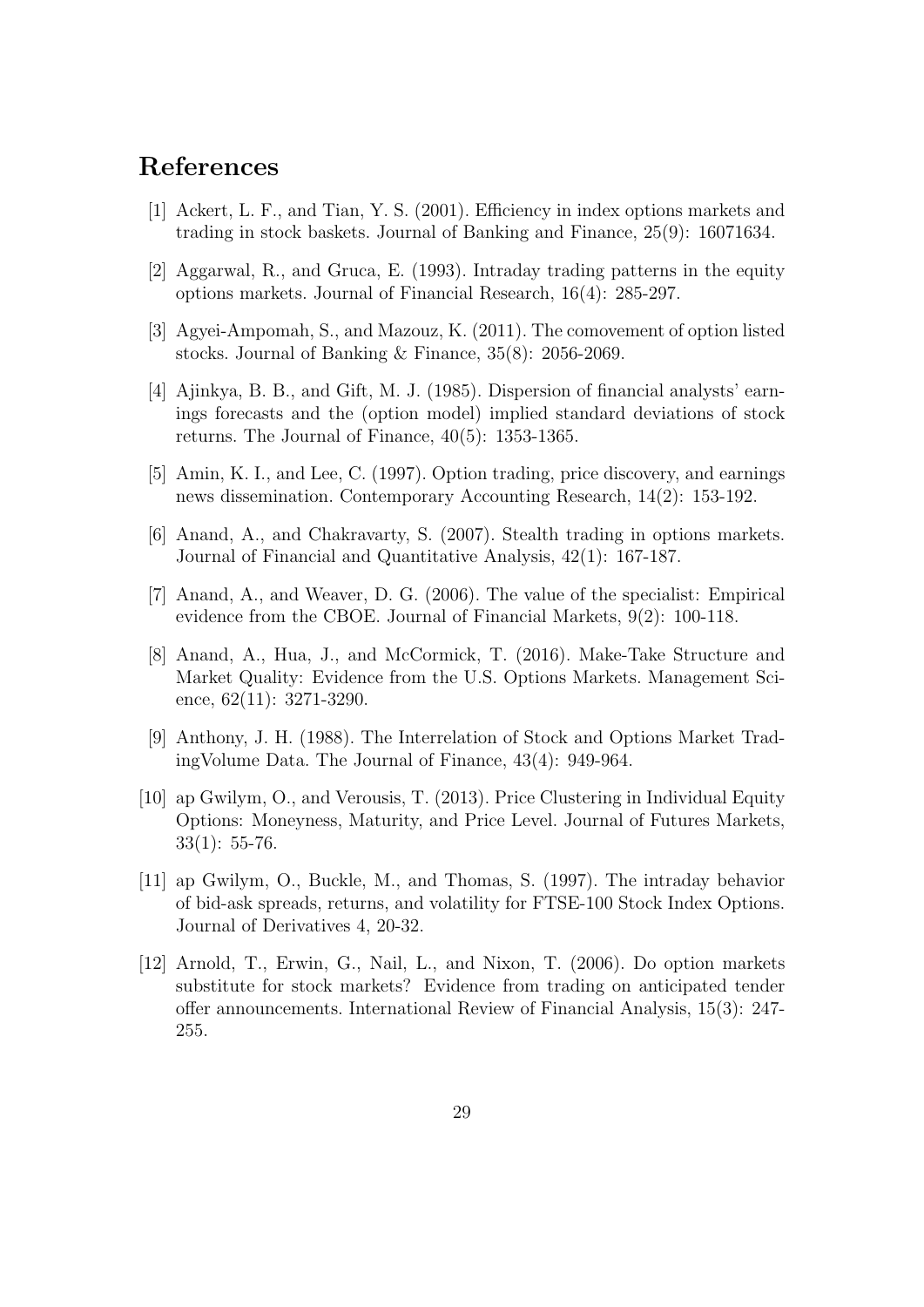# References

[1] Ackert, L. F., and Tian, Y. S. (2001). Efficiency in index options markets and trading in stock baskets. Journal of Banking and Finance, 25(9): 16071634.

[2] Aggarwal, R., and Gruca, E. (1993). Intraday trading patterns in the equity options markets. Journal of Financial Research, 16(4): 285-297.

[3] Agyei-Ampomah, S., and Mazouz, K. (2011). The comovement of option listed stocks. Journal of Banking & Finance, 35(8): 2056-2069.

[4] Ajinkya, B. B., and Gift, M. J. (1985). Dispersion of financial analysts' earnings forecasts and the (option model) implied standard deviations of stock returns. The Journal of Finance, 40(5): 1353-1365.

[5] Amin, K. I., and Lee, C. (1997). Option trading, price discovery, and earnings news dissemination. Contemporary Accounting Research, 14(2): 153-192.

[6] Anand, A., and Chakravarty, S. (2007). Stealth trading in options markets. Journal of Financial and Quantitative Analysis, 42(1): 167-187.

[7] Anand, A., and Weaver, D. G. (2006). The value of the specialist: Empirical evidence from the CBOE. Journal of Financial Markets, 9(2): 100-118.

[8] Anand, A., Hua, J., and McCormick, T. (2016). Make-Take Structure and Market Quality: Evidence from the U.S. Options Markets. Management Science, 62(11): 3271-3290.

[9] Anthony, J. H. (1988). The Interrelation of Stock and Options Market TradingVolume Data. The Journal of Finance, 43(4): 949-964.

[10] ap Gwilym, O., and Verousis, T. (2013). Price Clustering in Individual Equity Options: Moneyness, Maturity, and Price Level. Journal of Futures Markets, 33(1): 55-76.

[11] ap Gwilym, O., Buckle, M., and Thomas, S. (1997). The intraday behavior of bid-ask spreads, returns, and volatility for FTSE-100 Stock Index Options. Journal of Derivatives 4, 20-32.

[12] Arnold, T., Erwin, G., Nail, L., and Nixon, T. (2006). Do option markets substitute for stock markets? Evidence from trading on anticipated tender offer announcements. International Review of Financial Analysis, 15(3): 247-255.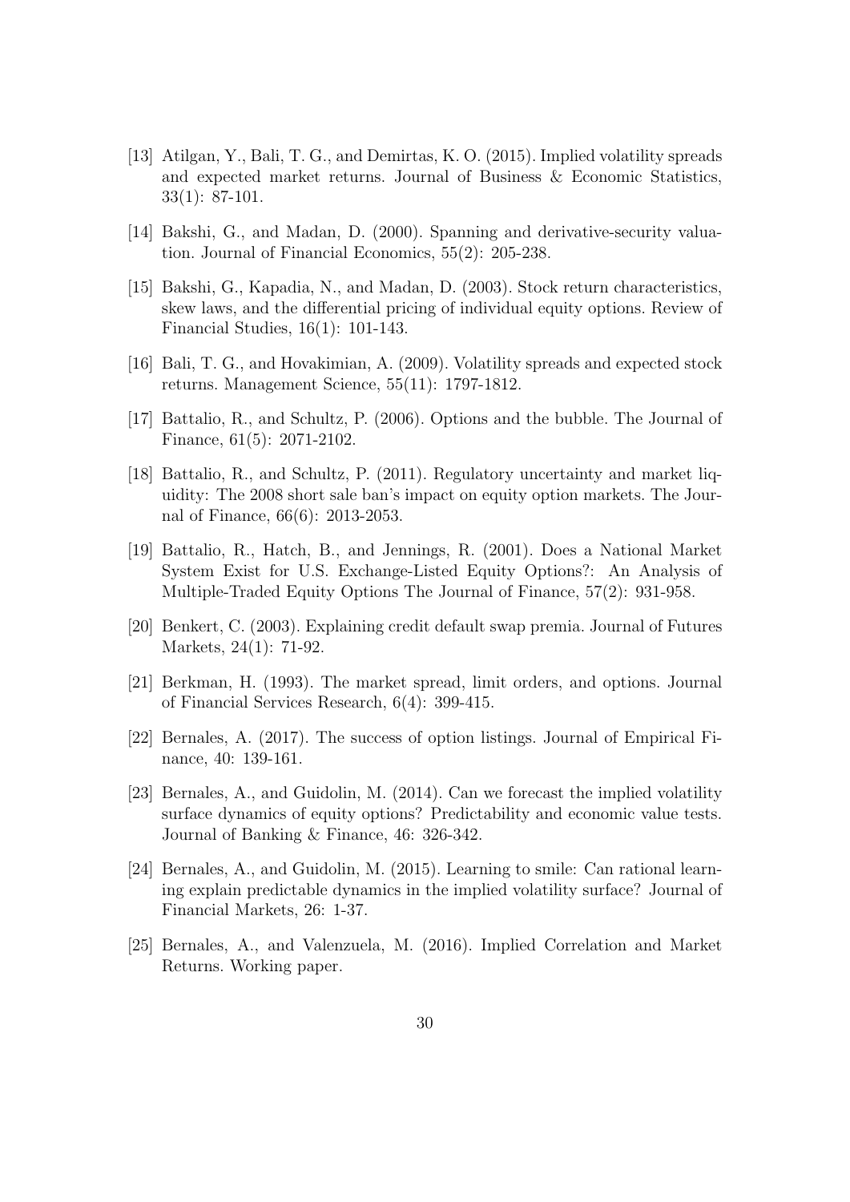[13] Atilgan, Y., Bali, T. G., and Demirtas, K. O. (2015). Implied volatility spreads and expected market returns. Journal of Business & Economic Statistics, 33(1): 87-101.

[14] Bakshi, G., and Madan, D. (2000). Spanning and derivative-security valuation. Journal of Financial Economics, 55(2): 205-238.

[15] Bakshi, G., Kapadia, N., and Madan, D. (2003). Stock return characteristics, skew laws, and the differential pricing of individual equity options. Review of Financial Studies, 16(1): 101-143.

[16] Bali, T. G., and Hovakimian, A. (2009). Volatility spreads and expected stock returns. Management Science, 55(11): 1797-1812.

[17] Battalio, R., and Schultz, P. (2006). Options and the bubble. The Journal of Finance, 61(5): 2071-2102.

[18] Battalio, R., and Schultz, P. (2011). Regulatory uncertainty and market liquidity: The 2008 short sale ban's impact on equity option markets. The Journal of Finance, 66(6): 2013-2053.

[19] Battalio, R., Hatch, B., and Jennings, R. (2001). Does a National Market System Exist for U.S. Exchange-Listed Equity Options?: An Analysis of Multiple-Traded Equity Options The Journal of Finance, 57(2): 931-958.

[20] Benkert, C. (2003). Explaining credit default swap premia. Journal of Futures Markets, 24(1): 71-92.

[21] Berkman, H. (1993). The market spread, limit orders, and options. Journal of Financial Services Research, 6(4): 399-415.

[22] Bernales, A. (2017). The success of option listings. Journal of Empirical Finance, 40: 139-161.

[23] Bernales, A., and Guidolin, M. (2014). Can we forecast the implied volatility surface dynamics of equity options? Predictability and economic value tests. Journal of Banking & Finance, 46: 326-342.

[24] Bernales, A., and Guidolin, M. (2015). Learning to smile: Can rational learning explain predictable dynamics in the implied volatility surface? Journal of Financial Markets, 26: 1-37.

[25] Bernales, A., and Valenzuela, M. (2016). Implied Correlation and Market Returns. Working paper.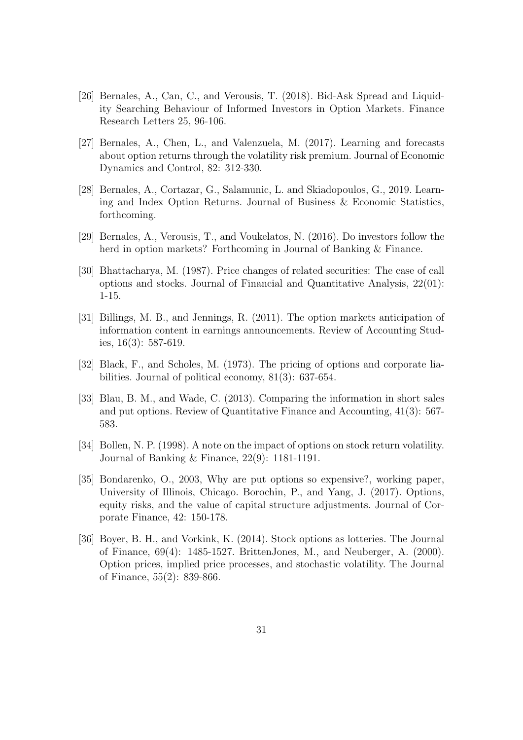[26] Bernales, A., Can, C., and Verousis, T. (2018). Bid-Ask Spread and Liquidity Searching Behaviour of Informed Investors in Option Markets. Finance Research Letters 25, 96-106.

[27] Bernales, A., Chen, L., and Valenzuela, M. (2017). Learning and forecasts about option returns through the volatility risk premium. Journal of Economic Dynamics and Control, 82: 312-330.

[28] Bernales, A., Cortazar, G., Salamunic, L. and Skiadopoulos, G., 2019. Learning and Index Option Returns. Journal of Business & Economic Statistics, forthcoming.

[29] Bernales, A., Verousis, T., and Voukelatos, N. (2016). Do investors follow the herd in option markets? Forthcoming in Journal of Banking & Finance.

[30] Bhattacharya, M. (1987). Price changes of related securities: The case of call options and stocks. Journal of Financial and Quantitative Analysis, 22(01): 1-15.

[31] Billings, M. B., and Jennings, R. (2011). The option markets anticipation of information content in earnings announcements. Review of Accounting Studies, 16(3): 587-619.

[32] Black, F., and Scholes, M. (1973). The pricing of options and corporate liabilities. Journal of political economy, 81(3): 637-654.

[33] Blau, B. M., and Wade, C. (2013). Comparing the information in short sales and put options. Review of Quantitative Finance and Accounting, 41(3): 567-583.

[34] Bollen, N. P. (1998). A note on the impact of options on stock return volatility. Journal of Banking & Finance, 22(9): 1181-1191.

[35] Bondarenko, O., 2003, Why are put options so expensive?, working paper, University of Illinois, Chicago. Borochin, P., and Yang, J. (2017). Options, equity risks, and the value of capital structure adjustments. Journal of Corporate Finance, 42: 150-178.

[36] Boyer, B. H., and Vorkink, K. (2014). Stock options as lotteries. The Journal of Finance, 69(4): 1485-1527. BrittenJones, M., and Neuberger, A. (2000). Option prices, implied price processes, and stochastic volatility. The Journal of Finance, 55(2): 839-866.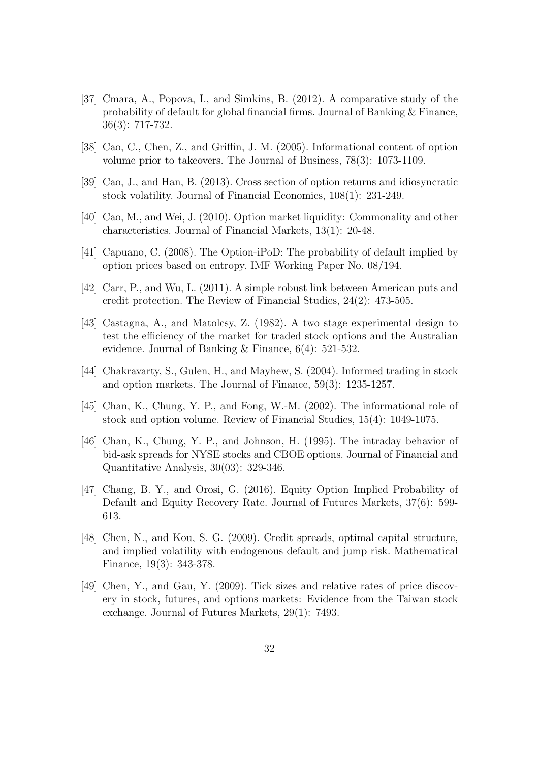[37] Cmara, A., Popova, I., and Simkins, B. (2012). A comparative study of the probability of default for global financial firms. Journal of Banking & Finance, 36(3): 717-732.

[38] Cao, C., Chen, Z., and Griffin, J. M. (2005). Informational content of option volume prior to takeovers. The Journal of Business, 78(3): 1073-1109.

[39] Cao, J., and Han, B. (2013). Cross section of option returns and idiosyncratic stock volatility. Journal of Financial Economics, 108(1): 231-249.

[40] Cao, M., and Wei, J. (2010). Option market liquidity: Commonality and other characteristics. Journal of Financial Markets, 13(1): 20-48.

[41] Capuano, C. (2008). The Option-iPoD: The probability of default implied by option prices based on entropy. IMF Working Paper No. 08/194.

[42] Carr, P., and Wu, L. (2011). A simple robust link between American puts and credit protection. The Review of Financial Studies, 24(2): 473-505.

[43] Castagna, A., and Matolcsy, Z. (1982). A two stage experimental design to test the efficiency of the market for traded stock options and the Australian evidence. Journal of Banking & Finance, 6(4): 521-532.

[44] Chakravarty, S., Gulen, H., and Mayhew, S. (2004). Informed trading in stock and option markets. The Journal of Finance, 59(3): 1235-1257.

[45] Chan, K., Chung, Y. P., and Fong, W.-M. (2002). The informational role of stock and option volume. Review of Financial Studies, 15(4): 1049-1075.

[46] Chan, K., Chung, Y. P., and Johnson, H. (1995). The intraday behavior of bid-ask spreads for NYSE stocks and CBOE options. Journal of Financial and Quantitative Analysis, 30(03): 329-346.

[47] Chang, B. Y., and Orosi, G. (2016). Equity Option Implied Probability of Default and Equity Recovery Rate. Journal of Futures Markets, 37(6): 599-613.

[48] Chen, N., and Kou, S. G. (2009). Credit spreads, optimal capital structure, and implied volatility with endogenous default and jump risk. Mathematical Finance, 19(3): 343-378.

[49] Chen, Y., and Gau, Y. (2009). Tick sizes and relative rates of price discovery in stock, futures, and options markets: Evidence from the Taiwan stock exchange. Journal of Futures Markets, 29(1): 7493.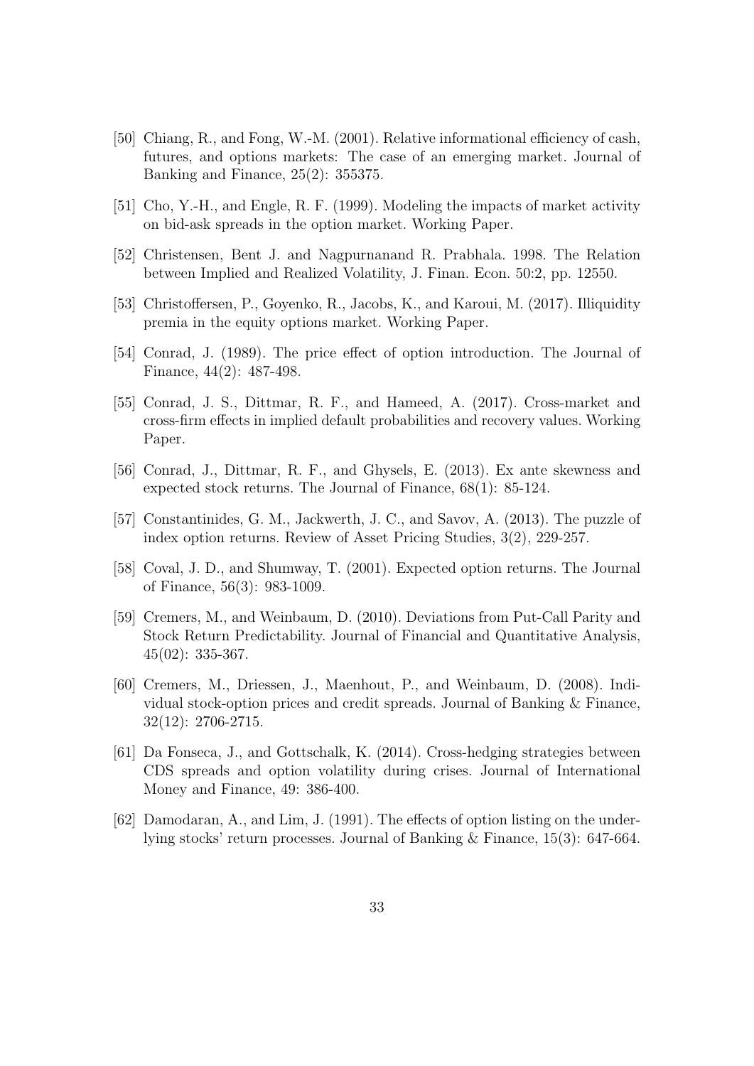[50] Chiang, R., and Fong, W.-M. (2001). Relative informational efficiency of cash, futures, and options markets: The case of an emerging market. Journal of Banking and Finance, 25(2): 355375.

[51] Cho, Y.-H., and Engle, R. F. (1999). Modeling the impacts of market activity on bid-ask spreads in the option market. Working Paper.

[52] Christensen, Bent J. and Nagpurnanand R. Prabhala. 1998. The Relation between Implied and Realized Volatility, J. Finan. Econ. 50:2, pp. 12550.

[53] Christoffersen, P., Goyenko, R., Jacobs, K., and Karoui, M. (2017). Illiquidity premia in the equity options market. Working Paper.

[54] Conrad, J. (1989). The price effect of option introduction. The Journal of Finance, 44(2): 487-498.

[55] Conrad, J. S., Dittmar, R. F., and Hameed, A. (2017). Cross-market and cross-firm effects in implied default probabilities and recovery values. Working Paper.

[56] Conrad, J., Dittmar, R. F., and Ghysels, E. (2013). Ex ante skewness and expected stock returns. The Journal of Finance, 68(1): 85-124.

[57] Constantinides, G. M., Jackwerth, J. C., and Savov, A. (2013). The puzzle of index option returns. Review of Asset Pricing Studies, 3(2), 229-257.

[58] Coval, J. D., and Shumway, T. (2001). Expected option returns. The Journal of Finance, 56(3): 983-1009.

[59] Cremers, M., and Weinbaum, D. (2010). Deviations from Put-Call Parity and Stock Return Predictability. Journal of Financial and Quantitative Analysis, 45(02): 335-367.

[60] Cremers, M., Driessen, J., Maenhout, P., and Weinbaum, D. (2008). Individual stock-option prices and credit spreads. Journal of Banking & Finance, 32(12): 2706-2715.

[61] Da Fonseca, J., and Gottschalk, K. (2014). Cross-hedging strategies between CDS spreads and option volatility during crises. Journal of International Money and Finance, 49: 386-400.

[62] Damodaran, A., and Lim, J. (1991). The effects of option listing on the underlying stocks' return processes. Journal of Banking & Finance, 15(3): 647-664.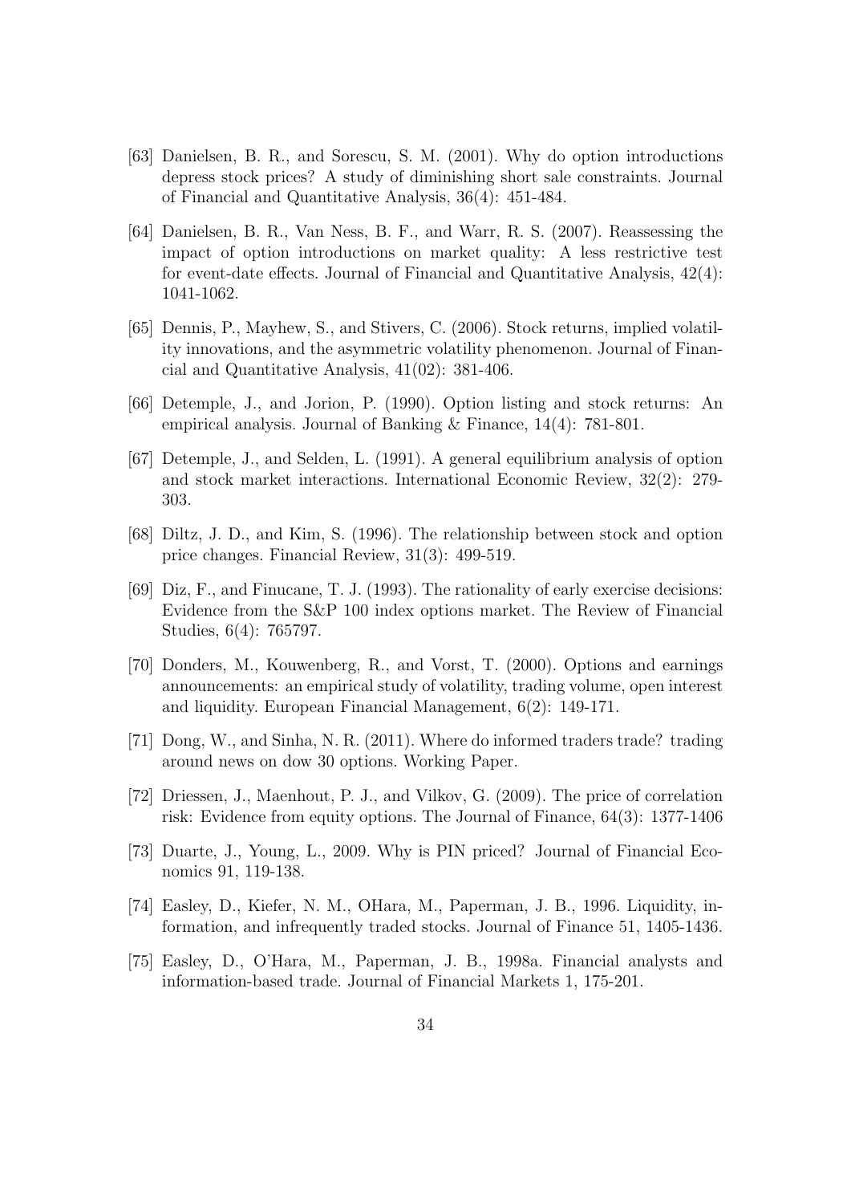[63] Danielsen, B. R., and Sorescu, S. M. (2001). Why do option introductions depress stock prices? A study of diminishing short sale constraints. Journal of Financial and Quantitative Analysis, 36(4): 451-484.

[64] Danielsen, B. R., Van Ness, B. F., and Warr, R. S. (2007). Reassessing the impact of option introductions on market quality: A less restrictive test for event-date effects. Journal of Financial and Quantitative Analysis, 42(4): 1041-1062.

[65] Dennis, P., Mayhew, S., and Stivers, C. (2006). Stock returns, implied volatility innovations, and the asymmetric volatility phenomenon. Journal of Financial and Quantitative Analysis, 41(02): 381-406.

[66] Detemple, J., and Jorion, P. (1990). Option listing and stock returns: An empirical analysis. Journal of Banking & Finance, 14(4): 781-801.

[67] Detemple, J., and Selden, L. (1991). A general equilibrium analysis of option and stock market interactions. International Economic Review, 32(2): 279-303.

[68] Diltz, J. D., and Kim, S. (1996). The relationship between stock and option price changes. Financial Review, 31(3): 499-519.

[69] Diz, F., and Finucane, T. J. (1993). The rationality of early exercise decisions: Evidence from the S&P 100 index options market. The Review of Financial Studies, 6(4): 765797.

[70] Donders, M., Kouwenberg, R., and Vorst, T. (2000). Options and earnings announcements: an empirical study of volatility, trading volume, open interest and liquidity. European Financial Management, 6(2): 149-171.

[71] Dong, W., and Sinha, N. R. (2011). Where do informed traders trade? trading around news on dow 30 options. Working Paper.

[72] Driessen, J., Maenhout, P. J., and Vilkov, G. (2009). The price of correlation risk: Evidence from equity options. The Journal of Finance, 64(3): 1377-1406

[73] Duarte, J., Young, L., 2009. Why is PIN priced? Journal of Financial Economics 91, 119-138.

[74] Easley, D., Kiefer, N. M., OHara, M., Paperman, J. B., 1996. Liquidity, information, and infrequently traded stocks. Journal of Finance 51, 1405-1436.

[75] Easley, D., O'Hara, M., Paperman, J. B., 1998a. Financial analysts and information-based trade. Journal of Financial Markets 1, 175-201.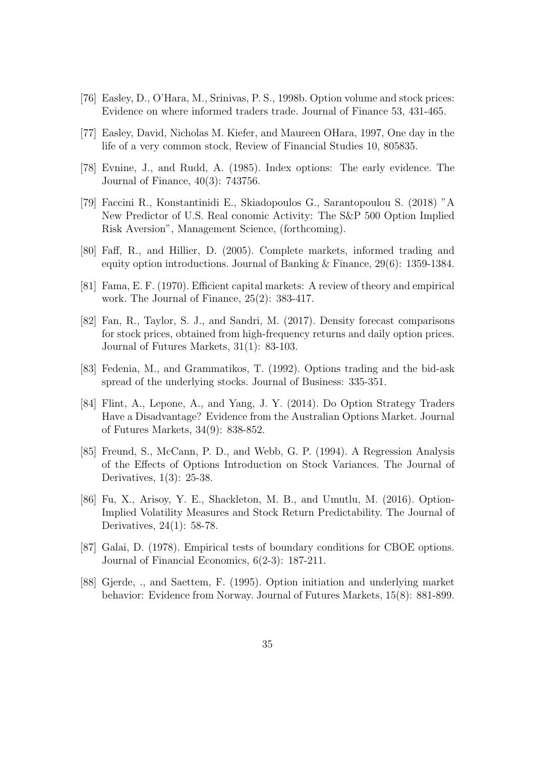[76] Easley, D., O'Hara, M., Srinivas, P. S., 1998b. Option volume and stock prices: Evidence on where informed traders trade. Journal of Finance 53, 431-465.

[77] Easley, David, Nicholas M. Kiefer, and Maureen OHara, 1997, One day in the life of a very common stock, Review of Financial Studies 10, 805835.

[78] Evnine, J., and Rudd, A. (1985). Index options: The early evidence. The Journal of Finance, 40(3): 743756.

[79] Faccini R., Konstantinidi E., Skiadopoulos G., Sarantopoulou S. (2018) "A New Predictor of U.S. Real conomic Activity: The S&P 500 Option Implied Risk Aversion", Management Science, (forthcoming).

[80] Faff, R., and Hillier, D. (2005). Complete markets, informed trading and equity option introductions. Journal of Banking & Finance, 29(6): 1359-1384.

[81] Fama, E. F. (1970). Efficient capital markets: A review of theory and empirical work. The Journal of Finance, 25(2): 383-417.

[82] Fan, R., Taylor, S. J., and Sandri, M. (2017). Density forecast comparisons for stock prices, obtained from high-frequency returns and daily option prices. Journal of Futures Markets, 31(1): 83-103.

[83] Fedenia, M., and Grammatikos, T. (1992). Options trading and the bid-ask spread of the underlying stocks. Journal of Business: 335-351.

[84] Flint, A., Lepone, A., and Yang, J. Y. (2014). Do Option Strategy Traders Have a Disadvantage? Evidence from the Australian Options Market. Journal of Futures Markets, 34(9): 838-852.

[85] Freund, S., McCann, P. D., and Webb, G. P. (1994). A Regression Analysis of the Effects of Options Introduction on Stock Variances. The Journal of Derivatives, 1(3): 25-38.

[86] Fu, X., Arisoy, Y. E., Shackleton, M. B., and Umutlu, M. (2016). Option-Implied Volatility Measures and Stock Return Predictability. The Journal of Derivatives, 24(1): 58-78.

[87] Galai, D. (1978). Empirical tests of boundary conditions for CBOE options. Journal of Financial Economics, 6(2-3): 187-211.

[88] Gjerde, ., and Saettem, F. (1995). Option initiation and underlying market behavior: Evidence from Norway. Journal of Futures Markets, 15(8): 881-899.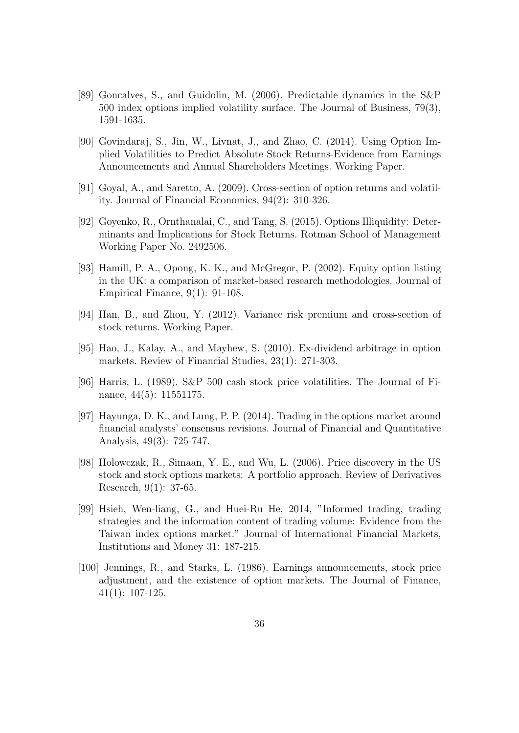[89] Goncalves, S., and Guidolin, M. (2006). Predictable dynamics in the S&P 500 index options implied volatility surface. The Journal of Business, 79(3), 1591-1635.

[90] Govindaraj, S., Jin, W., Livnat, J., and Zhao, C. (2014). Using Option Implied Volatilities to Predict Absolute Stock Returns-Evidence from Earnings Announcements and Annual Shareholders Meetings. Working Paper.

[91] Goyal, A., and Saretto, A. (2009). Cross-section of option returns and volatility. Journal of Financial Economics, 94(2): 310-326.

[92] Goyenko, R., Ornthanalai, C., and Tang, S. (2015). Options Illiquidity: Determinants and Implications for Stock Returns. Rotman School of Management Working Paper No. 2492506.

[93] Hamill, P. A., Opong, K. K., and McGregor, P. (2002). Equity option listing in the UK: a comparison of market-based research methodologies. Journal of Empirical Finance, 9(1): 91-108.

[94] Han, B., and Zhou, Y. (2012). Variance risk premium and cross-section of stock returns. Working Paper.

[95] Hao, J., Kalay, A., and Mayhew, S. (2010). Ex-dividend arbitrage in option markets. Review of Financial Studies, 23(1): 271-303.

[96] Harris, L. (1989). S&P 500 cash stock price volatilities. The Journal of Finance, 44(5): 11551175.

[97] Hayunga, D. K., and Lung, P. P. (2014). Trading in the options market around financial analysts' consensus revisions. Journal of Financial and Quantitative Analysis, 49(3): 725-747.

[98] Holowczak, R., Simaan, Y. E., and Wu, L. (2006). Price discovery in the US stock and stock options markets: A portfolio approach. Review of Derivatives Research, 9(1): 37-65.

[99] Hsieh, Wen-liang, G., and Huei-Ru He, 2014, "Informed trading, trading strategies and the information content of trading volume: Evidence from the Taiwan index options market." Journal of International Financial Markets, Institutions and Money 31: 187-215.

[100] Jennings, R., and Starks, L. (1986). Earnings announcements, stock price adjustment, and the existence of option markets. The Journal of Finance, 41(1): 107-125.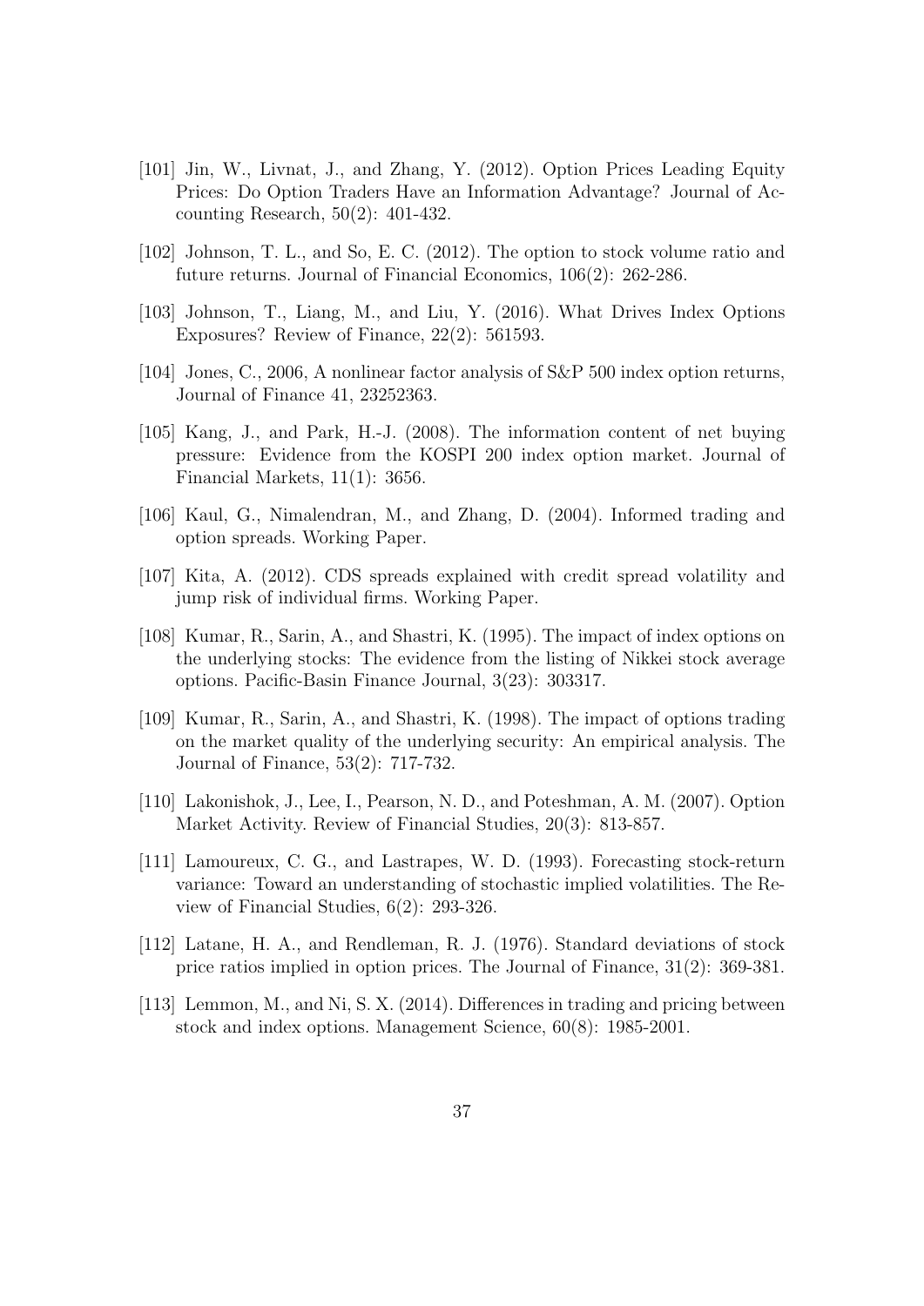[101] Jin, W., Livnat, J., and Zhang, Y. (2012). Option Prices Leading Equity Prices: Do Option Traders Have an Information Advantage? Journal of Accounting Research, 50(2): 401-432.

[102] Johnson, T. L., and So, E. C. (2012). The option to stock volume ratio and future returns. Journal of Financial Economics, 106(2): 262-286.

[103] Johnson, T., Liang, M., and Liu, Y. (2016). What Drives Index Options Exposures? Review of Finance, 22(2): 561593.

[104] Jones, C., 2006, A nonlinear factor analysis of S&P 500 index option returns, Journal of Finance 41, 23252363.

[105] Kang, J., and Park, H.-J. (2008). The information content of net buying pressure: Evidence from the KOSPI 200 index option market. Journal of Financial Markets, 11(1): 3656.

[106] Kaul, G., Nimalendran, M., and Zhang, D. (2004). Informed trading and option spreads. Working Paper.

[107] Kita, A. (2012). CDS spreads explained with credit spread volatility and jump risk of individual firms. Working Paper.

[108] Kumar, R., Sarin, A., and Shastri, K. (1995). The impact of index options on the underlying stocks: The evidence from the listing of Nikkei stock average options. Pacific-Basin Finance Journal, 3(23): 303317.

[109] Kumar, R., Sarin, A., and Shastri, K. (1998). The impact of options trading on the market quality of the underlying security: An empirical analysis. The Journal of Finance, 53(2): 717-732.

[110] Lakonishok, J., Lee, I., Pearson, N. D., and Poteshman, A. M. (2007). Option Market Activity. Review of Financial Studies, 20(3): 813-857.

[111] Lamoureux, C. G., and Lastrapes, W. D. (1993). Forecasting stock-return variance: Toward an understanding of stochastic implied volatilities. The Review of Financial Studies, 6(2): 293-326.

[112] Latane, H. A., and Rendleman, R. J. (1976). Standard deviations of stock price ratios implied in option prices. The Journal of Finance, 31(2): 369-381.

[113] Lemmon, M., and Ni, S. X. (2014). Differences in trading and pricing between stock and index options. Management Science, 60(8): 1985-2001.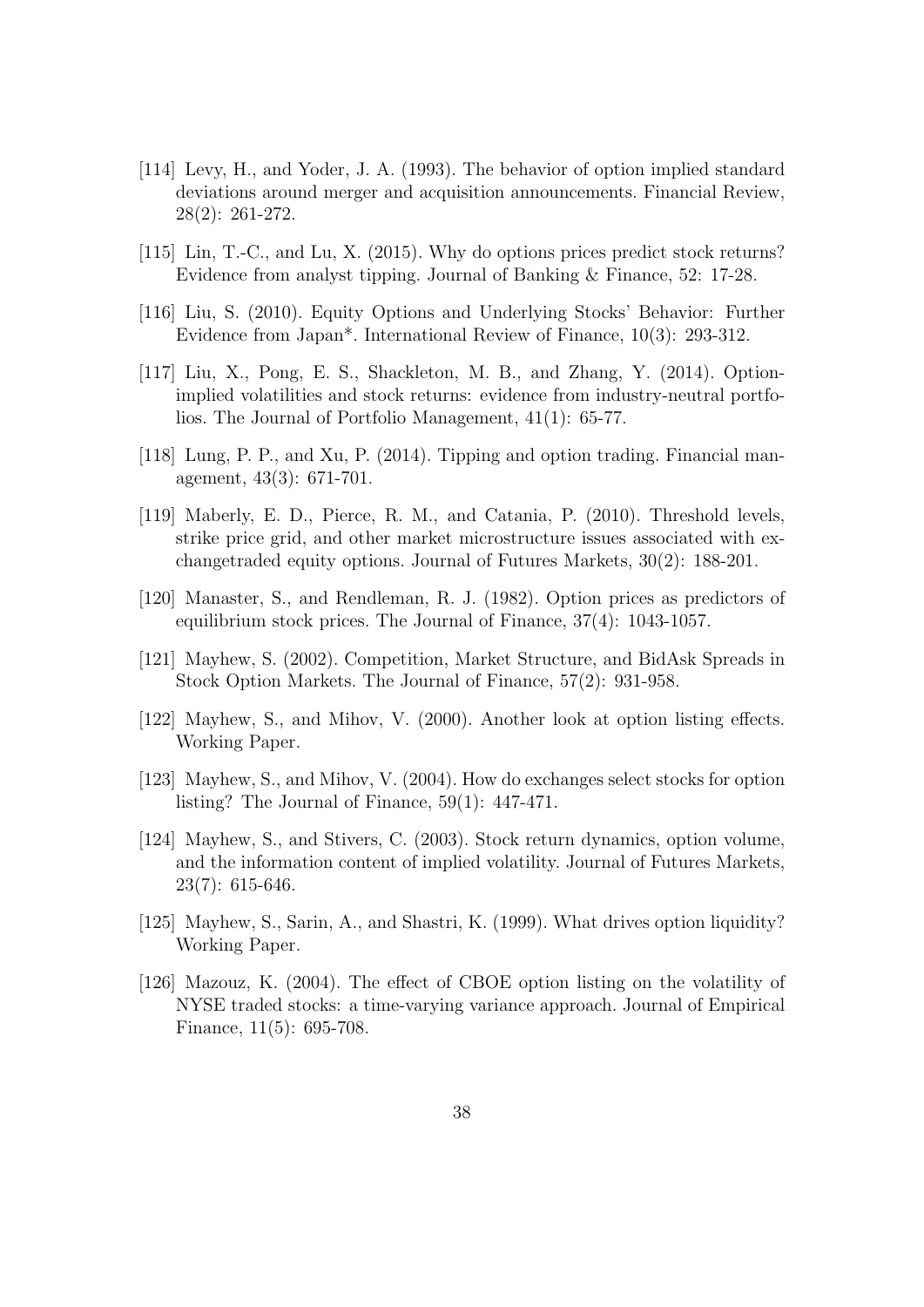[114] Levy, H., and Yoder, J. A. (1993). The behavior of option implied standard deviations around merger and acquisition announcements. Financial Review, 28(2): 261-272.

[115] Lin, T.-C., and Lu, X. (2015). Why do options prices predict stock returns? Evidence from analyst tipping. Journal of Banking & Finance, 52: 17-28.

[116] Liu, S. (2010). Equity Options and Underlying Stocks' Behavior: Further Evidence from Japan*. International Review of Finance, 10(3): 293-312.

[117] Liu, X., Pong, E. S., Shackleton, M. B., and Zhang, Y. (2014). Option-implied volatilities and stock returns: evidence from industry-neutral portfolios. The Journal of Portfolio Management, 41(1): 65-77.

[118] Lung, P. P., and Xu, P. (2014). Tipping and option trading. Financial management, 43(3): 671-701.

[119] Maberly, E. D., Pierce, R. M., and Catania, P. (2010). Threshold levels, strike price grid, and other market microstructure issues associated with exchangetraded equity options. Journal of Futures Markets, 30(2): 188-201.

[120] Manaster, S., and Rendleman, R. J. (1982). Option prices as predictors of equilibrium stock prices. The Journal of Finance, 37(4): 1043-1057.

[121] Mayhew, S. (2002). Competition, Market Structure, and BidAsk Spreads in Stock Option Markets. The Journal of Finance, 57(2): 931-958.

[122] Mayhew, S., and Mihov, V. (2000). Another look at option listing effects. Working Paper.

[123] Mayhew, S., and Mihov, V. (2004). How do exchanges select stocks for option listing? The Journal of Finance, 59(1): 447-471.

[124] Mayhew, S., and Stivers, C. (2003). Stock return dynamics, option volume, and the information content of implied volatility. Journal of Futures Markets, 23(7): 615-646.

[125] Mayhew, S., Sarin, A., and Shastri, K. (1999). What drives option liquidity? Working Paper.

[126] Mazouz, K. (2004). The effect of CBOE option listing on the volatility of NYSE traded stocks: a time-varying variance approach. Journal of Empirical Finance, 11(5): 695-708.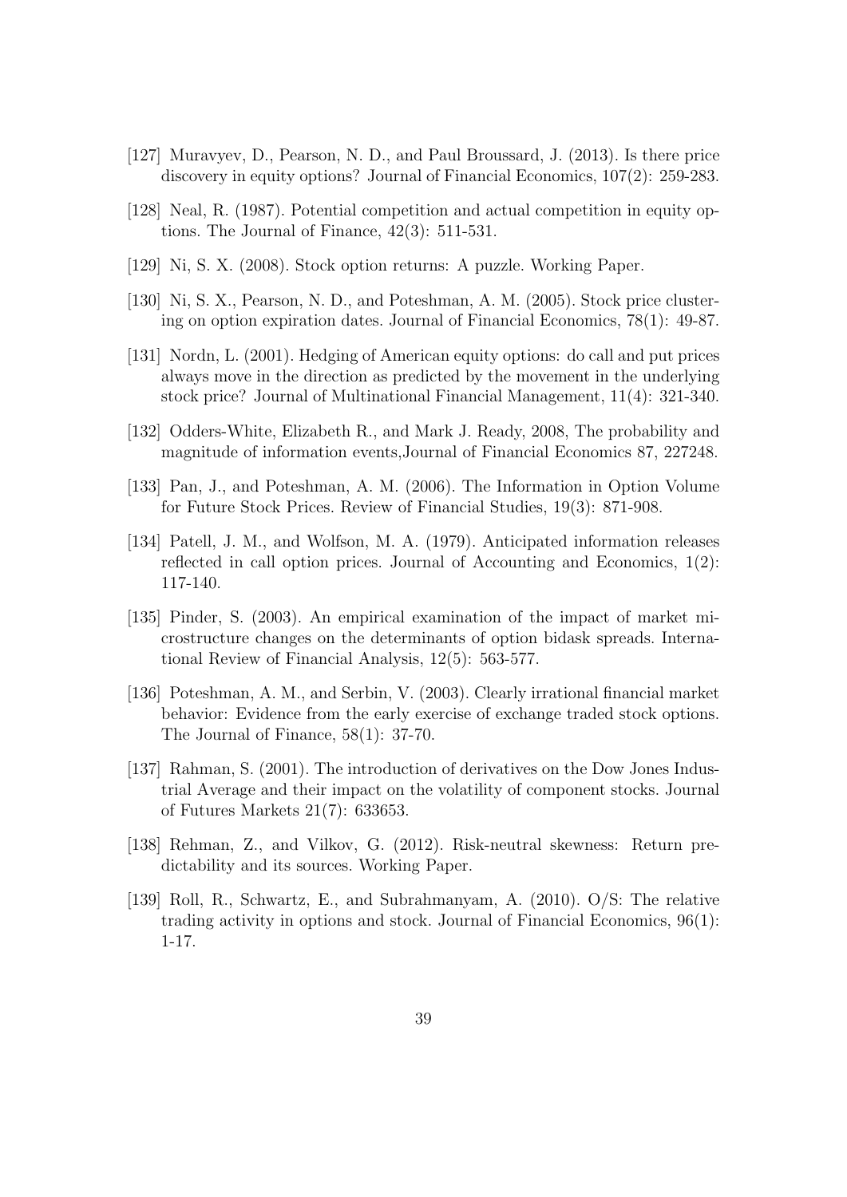[127] Muravyev, D., Pearson, N. D., and Paul Broussard, J. (2013). Is there price discovery in equity options? Journal of Financial Economics, 107(2): 259-283.

[128] Neal, R. (1987). Potential competition and actual competition in equity options. The Journal of Finance, 42(3): 511-531.

[129] Ni, S. X. (2008). Stock option returns: A puzzle. Working Paper.

[130] Ni, S. X., Pearson, N. D., and Poteshman, A. M. (2005). Stock price clustering on option expiration dates. Journal of Financial Economics, 78(1): 49-87.

[131] Nordn, L. (2001). Hedging of American equity options: do call and put prices always move in the direction as predicted by the movement in the underlying stock price? Journal of Multinational Financial Management, 11(4): 321-340.

[132] Odders-White, Elizabeth R., and Mark J. Ready, 2008, The probability and magnitude of information events,Journal of Financial Economics 87, 227248.

[133] Pan, J., and Poteshman, A. M. (2006). The Information in Option Volume for Future Stock Prices. Review of Financial Studies, 19(3): 871-908.

[134] Patell, J. M., and Wolfson, M. A. (1979). Anticipated information releases reflected in call option prices. Journal of Accounting and Economics, 1(2): 117-140.

[135] Pinder, S. (2003). An empirical examination of the impact of market microstructure changes on the determinants of option bidask spreads. International Review of Financial Analysis, 12(5): 563-577.

[136] Poteshman, A. M., and Serbin, V. (2003). Clearly irrational financial market behavior: Evidence from the early exercise of exchange traded stock options. The Journal of Finance, 58(1): 37-70.

[137] Rahman, S. (2001). The introduction of derivatives on the Dow Jones Industrial Average and their impact on the volatility of component stocks. Journal of Futures Markets 21(7): 633653.

[138] Rehman, Z., and Vilkov, G. (2012). Risk-neutral skewness: Return predictability and its sources. Working Paper.

[139] Roll, R., Schwartz, E., and Subrahmanyam, A. (2010). O/S: The relative trading activity in options and stock. Journal of Financial Economics, 96(1): 1-17.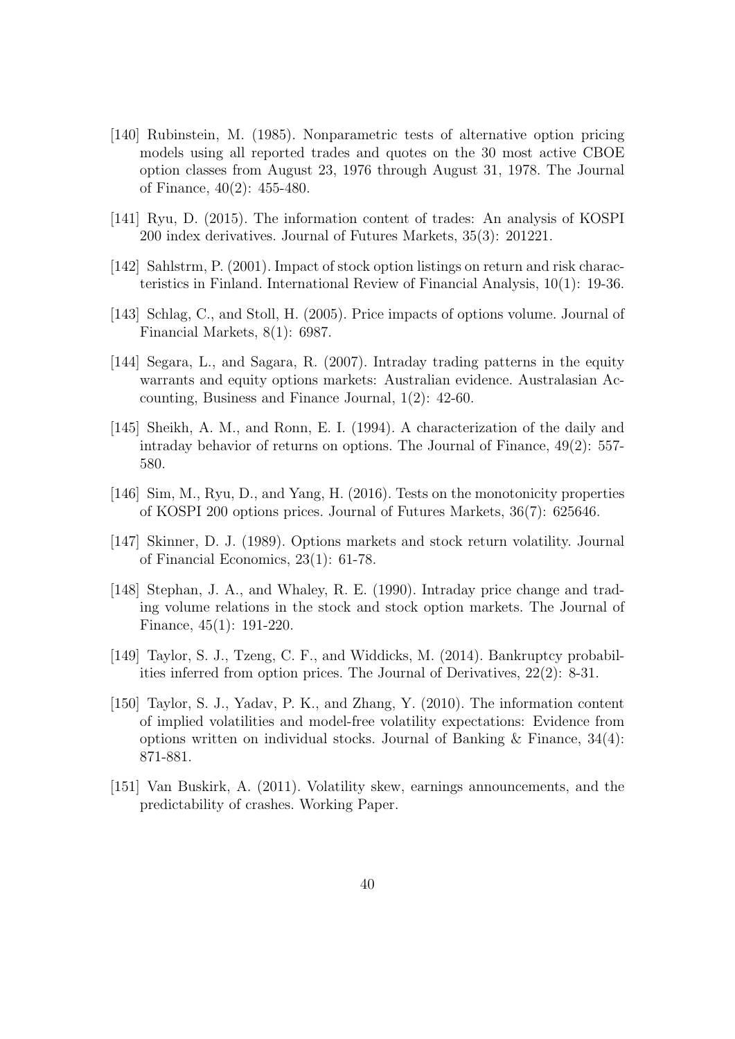[140] Rubinstein, M. (1985). Nonparametric tests of alternative option pricing models using all reported trades and quotes on the 30 most active CBOE option classes from August 23, 1976 through August 31, 1978. The Journal of Finance, 40(2): 455-480.

[141] Ryu, D. (2015). The information content of trades: An analysis of KOSPI 200 index derivatives. Journal of Futures Markets, 35(3): 201221.

[142] Sahlstrm, P. (2001). Impact of stock option listings on return and risk characteristics in Finland. International Review of Financial Analysis, 10(1): 19-36.

[143] Schlag, C., and Stoll, H. (2005). Price impacts of options volume. Journal of Financial Markets, 8(1): 6987.

[144] Segara, L., and Sagara, R. (2007). Intraday trading patterns in the equity warrants and equity options markets: Australian evidence. Australasian Accounting, Business and Finance Journal, 1(2): 42-60.

[145] Sheikh, A. M., and Ronn, E. I. (1994). A characterization of the daily and intraday behavior of returns on options. The Journal of Finance, 49(2): 557-580.

[146] Sim, M., Ryu, D., and Yang, H. (2016). Tests on the monotonicity properties of KOSPI 200 options prices. Journal of Futures Markets, 36(7): 625646.

[147] Skinner, D. J. (1989). Options markets and stock return volatility. Journal of Financial Economics, 23(1): 61-78.

[148] Stephan, J. A., and Whaley, R. E. (1990). Intraday price change and trading volume relations in the stock and stock option markets. The Journal of Finance, 45(1): 191-220.

[149] Taylor, S. J., Tzeng, C. F., and Widdicks, M. (2014). Bankruptcy probabilities inferred from option prices. The Journal of Derivatives, 22(2): 8-31.

[150] Taylor, S. J., Yadav, P. K., and Zhang, Y. (2010). The information content of implied volatilities and model-free volatility expectations: Evidence from options written on individual stocks. Journal of Banking & Finance, 34(4): 871-881.

[151] Van Buskirk, A. (2011). Volatility skew, earnings announcements, and the predictability of crashes. Working Paper.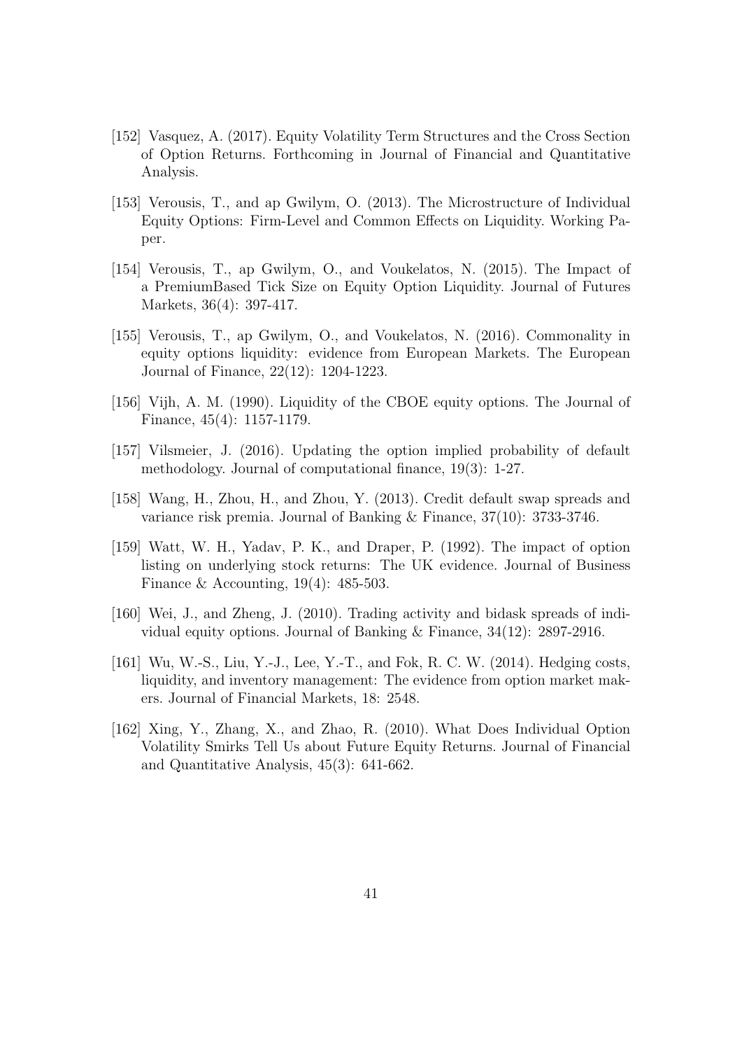[152] Vasquez, A. (2017). Equity Volatility Term Structures and the Cross Section of Option Returns. Forthcoming in Journal of Financial and Quantitative Analysis.

[153] Verousis, T., and ap Gwilym, O. (2013). The Microstructure of Individual Equity Options: Firm-Level and Common Effects on Liquidity. Working Paper.

[154] Verousis, T., ap Gwilym, O., and Voukelatos, N. (2015). The Impact of a PremiumBased Tick Size on Equity Option Liquidity. Journal of Futures Markets, 36(4): 397-417.

[155] Verousis, T., ap Gwilym, O., and Voukelatos, N. (2016). Commonality in equity options liquidity: evidence from European Markets. The European Journal of Finance, 22(12): 1204-1223.

[156] Vijh, A. M. (1990). Liquidity of the CBOE equity options. The Journal of Finance, 45(4): 1157-1179.

[157] Vilsmeier, J. (2016). Updating the option implied probability of default methodology. Journal of computational finance, 19(3): 1-27.

[158] Wang, H., Zhou, H., and Zhou, Y. (2013). Credit default swap spreads and variance risk premia. Journal of Banking & Finance, 37(10): 3733-3746.

[159] Watt, W. H., Yadav, P. K., and Draper, P. (1992). The impact of option listing on underlying stock returns: The UK evidence. Journal of Business Finance & Accounting, 19(4): 485-503.

[160] Wei, J., and Zheng, J. (2010). Trading activity and bidask spreads of individual equity options. Journal of Banking & Finance, 34(12): 2897-2916.

[161] Wu, W.-S., Liu, Y.-J., Lee, Y.-T., and Fok, R. C. W. (2014). Hedging costs, liquidity, and inventory management: The evidence from option market makers. Journal of Financial Markets, 18: 2548.

[162] Xing, Y., Zhang, X., and Zhao, R. (2010). What Does Individual Option Volatility Smirks Tell Us about Future Equity Returns. Journal of Financial and Quantitative Analysis, 45(3): 641-662.